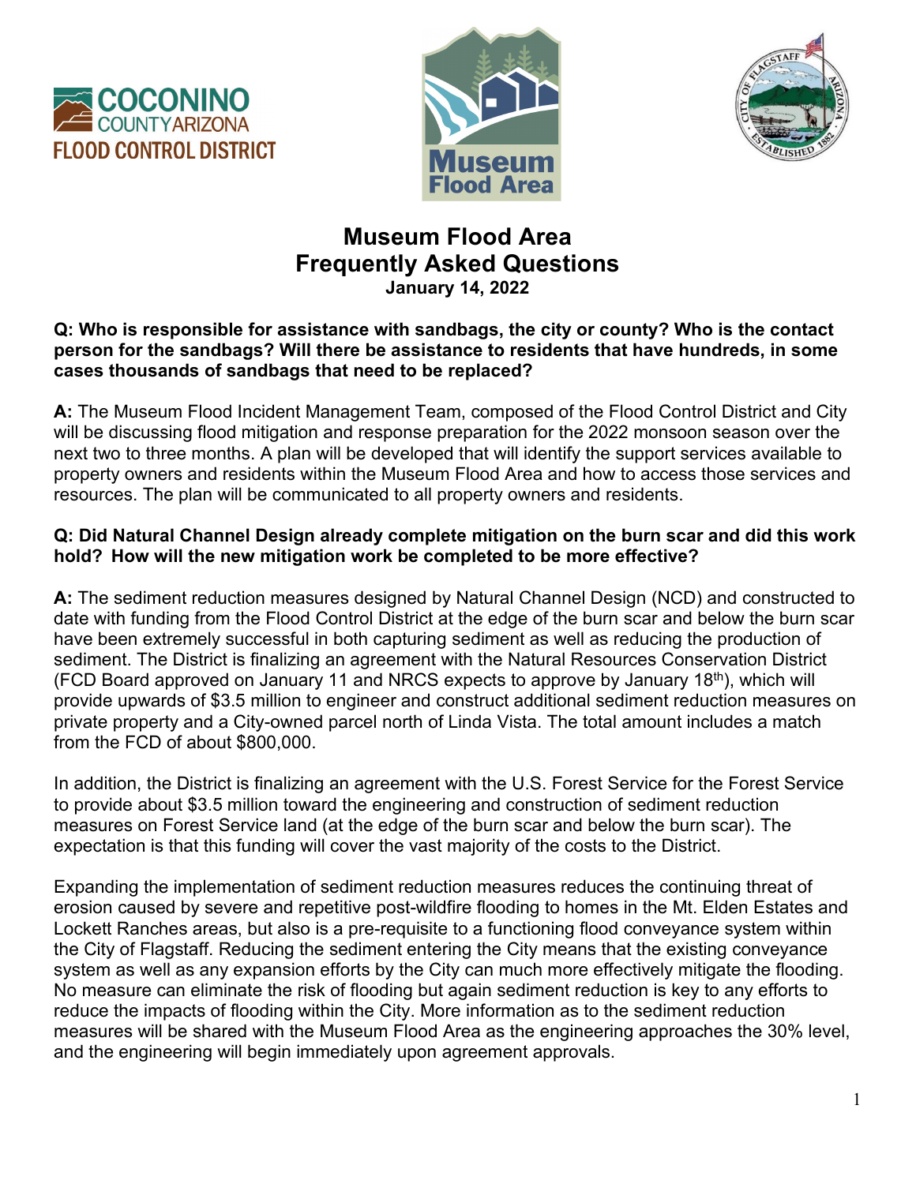# Museum Flood Area
# Frequently Asked Questions
**January 14, 2022**

**Q: Who is responsible for assistance with sandbags, the city or county? Who is the contact person for the sandbags? Will there be assistance to residents that have hundreds, in some cases thousands of sandbags that need to be replaced?**

**A:** The Museum Flood Incident Management Team, composed of the Flood Control District and City will be discussing flood mitigation and response preparation for the 2022 monsoon season over the next two to three months. A plan will be developed that will identify the support services available to property owners and residents within the Museum Flood Area and how to access those services and resources. The plan will be communicated to all property owners and residents.

**Q: Did Natural Channel Design already complete mitigation on the burn scar and did this work hold? How will the new mitigation work be completed to be more effective?**

**A:** The sediment reduction measures designed by Natural Channel Design (NCD) and constructed to date with funding from the Flood Control District at the edge of the burn scar and below the burn scar have been extremely successful in both capturing sediment as well as reducing the production of sediment. The District is finalizing an agreement with the Natural Resources Conservation District (FCD Board approved on January 11 and NRCS expects to approve by January 18th), which will provide upwards of $3.5 million to engineer and construct additional sediment reduction measures on private property and a City-owned parcel north of Linda Vista. The total amount includes a match from the FCD of about $800,000.

In addition, the District is finalizing an agreement with the U.S. Forest Service for the Forest Service to provide about $3.5 million toward the engineering and construction of sediment reduction measures on Forest Service land (at the edge of the burn scar and below the burn scar). The expectation is that this funding will cover the vast majority of the costs to the District.

Expanding the implementation of sediment reduction measures reduces the continuing threat of erosion caused by severe and repetitive post-wildfire flooding to homes in the Mt. Elden Estates and Lockett Ranches areas, but also is a pre-requisite to a functioning flood conveyance system within the City of Flagstaff. Reducing the sediment entering the City means that the existing conveyance system as well as any expansion efforts by the City can much more effectively mitigate the flooding. No measure can eliminate the risk of flooding but again sediment reduction is key to any efforts to reduce the impacts of flooding within the City. More information as to the sediment reduction measures will be shared with the Museum Flood Area as the engineering approaches the 30% level, and the engineering will begin immediately upon agreement approvals.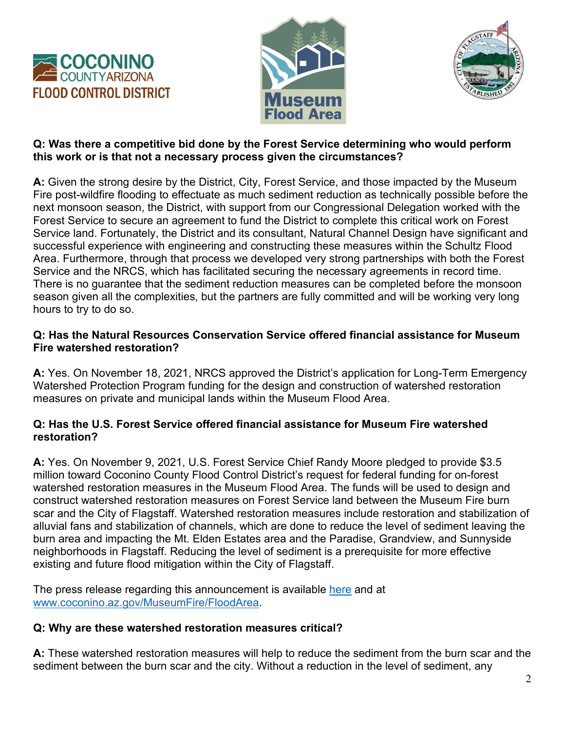**Q: Was there a competitive bid done by the Forest Service determining who would perform this work or is that not a necessary process given the circumstances?**

**A:** Given the strong desire by the District, City, Forest Service, and those impacted by the Museum Fire post-wildfire flooding to effectuate as much sediment reduction as technically possible before the next monsoon season, the District, with support from our Congressional Delegation worked with the Forest Service to secure an agreement to fund the District to complete this critical work on Forest Service land. Fortunately, the District and its consultant, Natural Channel Design have significant and successful experience with engineering and constructing these measures within the Schultz Flood Area. Furthermore, through that process we developed very strong partnerships with both the Forest Service and the NRCS, which has facilitated securing the necessary agreements in record time. There is no guarantee that the sediment reduction measures can be completed before the monsoon season given all the complexities, but the partners are fully committed and will be working very long hours to try to do so.

**Q: Has the Natural Resources Conservation Service offered financial assistance for Museum Fire watershed restoration?**

**A:** Yes. On November 18, 2021, NRCS approved the District's application for Long-Term Emergency Watershed Protection Program funding for the design and construction of watershed restoration measures on private and municipal lands within the Museum Flood Area.

**Q: Has the U.S. Forest Service offered financial assistance for Museum Fire watershed restoration?**

**A:** Yes. On November 9, 2021, U.S. Forest Service Chief Randy Moore pledged to provide $3.5 million toward Coconino County Flood Control District's request for federal funding for on-forest watershed restoration measures in the Museum Flood Area. The funds will be used to design and construct watershed restoration measures on Forest Service land between the Museum Fire burn scar and the City of Flagstaff. Watershed restoration measures include restoration and stabilization of alluvial fans and stabilization of channels, which are done to reduce the level of sediment leaving the burn area and impacting the Mt. Elden Estates area and the Paradise, Grandview, and Sunnyside neighborhoods in Flagstaff. Reducing the level of sediment is a prerequisite for more effective existing and future flood mitigation within the City of Flagstaff.

The press release regarding this announcement is available here and at www.coconino.az.gov/MuseumFire/FloodArea.

**Q: Why are these watershed restoration measures critical?**

**A:** These watershed restoration measures will help to reduce the sediment from the burn scar and the sediment between the burn scar and the city. Without a reduction in the level of sediment, any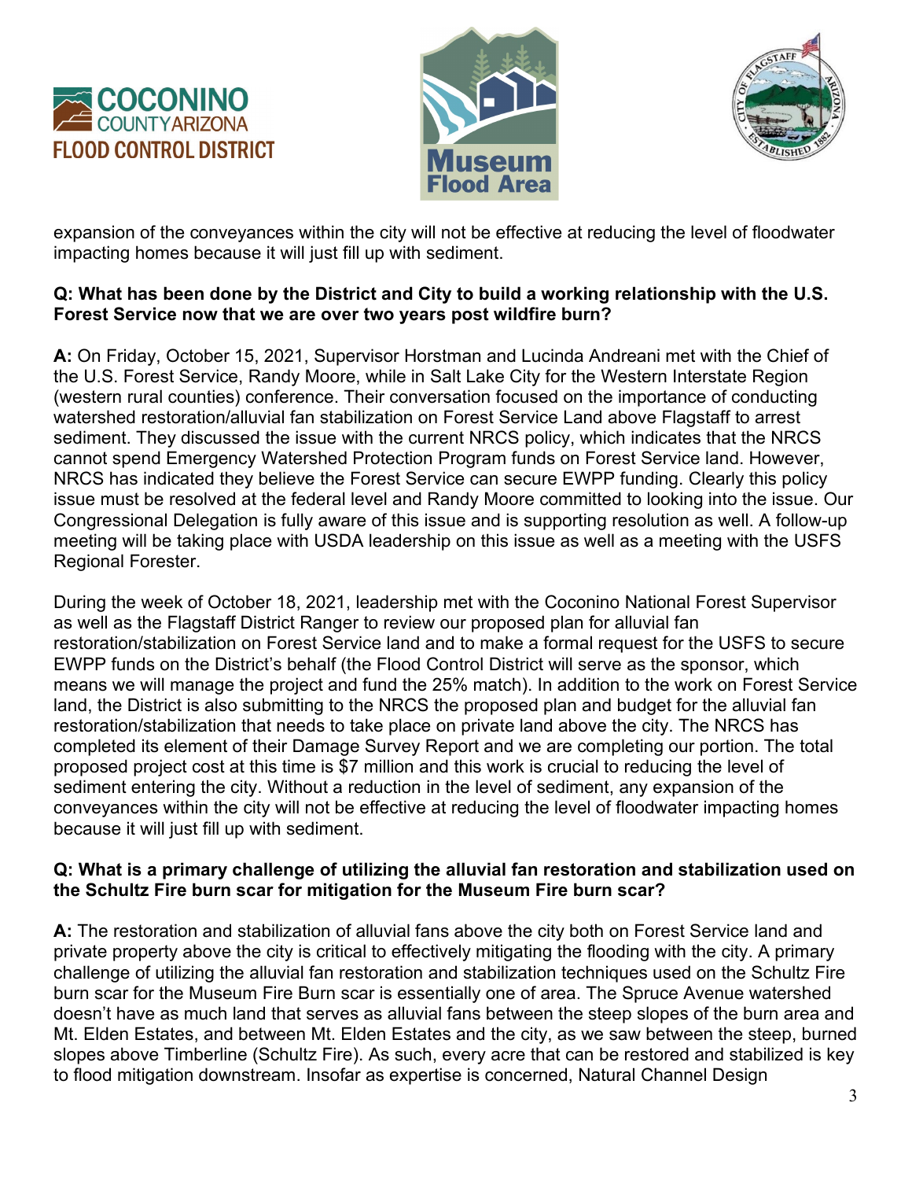expansion of the conveyances within the city will not be effective at reducing the level of floodwater impacting homes because it will just fill up with sediment.

**Q: What has been done by the District and City to build a working relationship with the U.S. Forest Service now that we are over two years post wildfire burn?**

**A:** On Friday, October 15, 2021, Supervisor Horstman and Lucinda Andreani met with the Chief of the U.S. Forest Service, Randy Moore, while in Salt Lake City for the Western Interstate Region (western rural counties) conference. Their conversation focused on the importance of conducting watershed restoration/alluvial fan stabilization on Forest Service Land above Flagstaff to arrest sediment. They discussed the issue with the current NRCS policy, which indicates that the NRCS cannot spend Emergency Watershed Protection Program funds on Forest Service land. However, NRCS has indicated they believe the Forest Service can secure EWPP funding. Clearly this policy issue must be resolved at the federal level and Randy Moore committed to looking into the issue. Our Congressional Delegation is fully aware of this issue and is supporting resolution as well. A follow-up meeting will be taking place with USDA leadership on this issue as well as a meeting with the USFS Regional Forester.

During the week of October 18, 2021, leadership met with the Coconino National Forest Supervisor as well as the Flagstaff District Ranger to review our proposed plan for alluvial fan restoration/stabilization on Forest Service land and to make a formal request for the USFS to secure EWPP funds on the District's behalf (the Flood Control District will serve as the sponsor, which means we will manage the project and fund the 25% match). In addition to the work on Forest Service land, the District is also submitting to the NRCS the proposed plan and budget for the alluvial fan restoration/stabilization that needs to take place on private land above the city. The NRCS has completed its element of their Damage Survey Report and we are completing our portion. The total proposed project cost at this time is $7 million and this work is crucial to reducing the level of sediment entering the city. Without a reduction in the level of sediment, any expansion of the conveyances within the city will not be effective at reducing the level of floodwater impacting homes because it will just fill up with sediment.

**Q: What is a primary challenge of utilizing the alluvial fan restoration and stabilization used on the Schultz Fire burn scar for mitigation for the Museum Fire burn scar?**

**A:** The restoration and stabilization of alluvial fans above the city both on Forest Service land and private property above the city is critical to effectively mitigating the flooding with the city. A primary challenge of utilizing the alluvial fan restoration and stabilization techniques used on the Schultz Fire burn scar for the Museum Fire Burn scar is essentially one of area. The Spruce Avenue watershed doesn't have as much land that serves as alluvial fans between the steep slopes of the burn area and Mt. Elden Estates, and between Mt. Elden Estates and the city, as we saw between the steep, burned slopes above Timberline (Schultz Fire). As such, every acre that can be restored and stabilized is key to flood mitigation downstream. Insofar as expertise is concerned, Natural Channel Design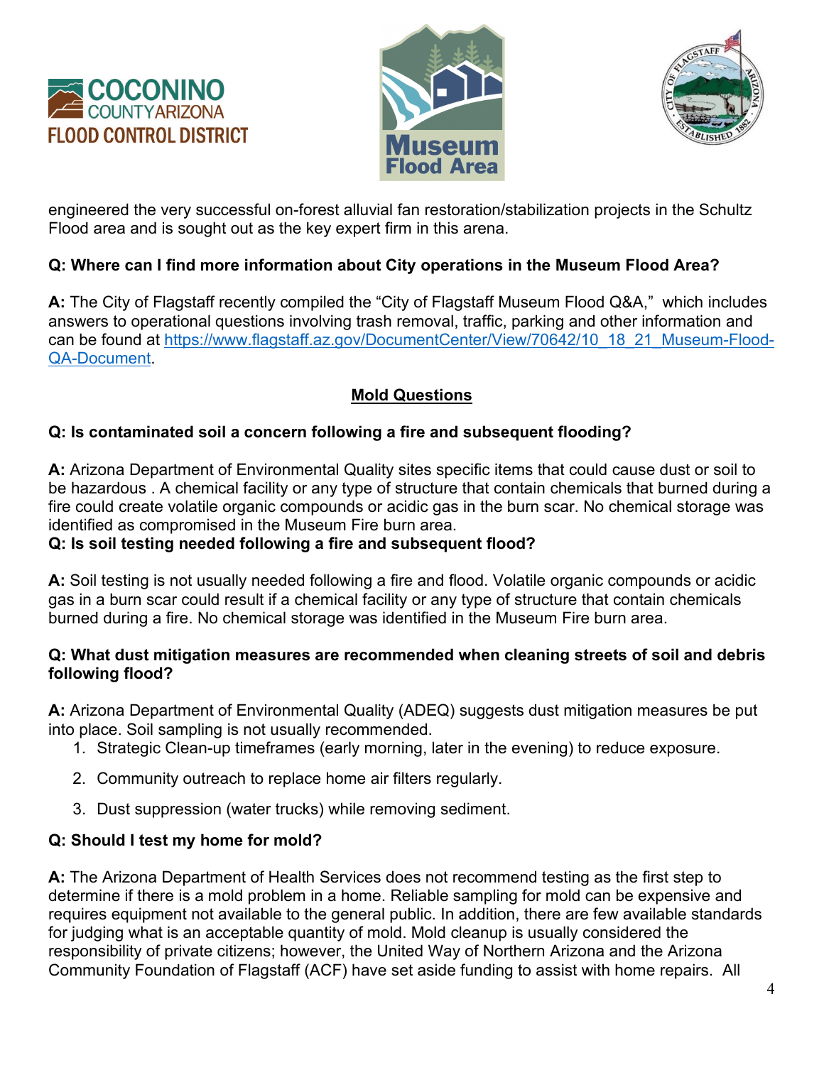engineered the very successful on-forest alluvial fan restoration/stabilization projects in the Schultz Flood area and is sought out as the key expert firm in this arena.

**Q: Where can I find more information about City operations in the Museum Flood Area?**

**A:** The City of Flagstaff recently compiled the "City of Flagstaff Museum Flood Q&A," which includes answers to operational questions involving trash removal, traffic, parking and other information and can be found at [https://www.flagstaff.az.gov/DocumentCenter/View/70642/10_18_21_Museum-Flood-QA-Document](https://www.flagstaff.az.gov/DocumentCenter/View/70642/10_18_21_Museum-Flood-QA-Document).

## Mold Questions

**Q: Is contaminated soil a concern following a fire and subsequent flooding?**

**A:** Arizona Department of Environmental Quality sites specific items that could cause dust or soil to be hazardous . A chemical facility or any type of structure that contain chemicals that burned during a fire could create volatile organic compounds or acidic gas in the burn scar. No chemical storage was identified as compromised in the Museum Fire burn area.

**Q: Is soil testing needed following a fire and subsequent flood?**

**A:** Soil testing is not usually needed following a fire and flood. Volatile organic compounds or acidic gas in a burn scar could result if a chemical facility or any type of structure that contain chemicals burned during a fire. No chemical storage was identified in the Museum Fire burn area.

**Q: What dust mitigation measures are recommended when cleaning streets of soil and debris following flood?**

**A:** Arizona Department of Environmental Quality (ADEQ) suggests dust mitigation measures be put into place. Soil sampling is not usually recommended.

1. Strategic Clean-up timeframes (early morning, later in the evening) to reduce exposure.
2. Community outreach to replace home air filters regularly.
3. Dust suppression (water trucks) while removing sediment.

**Q: Should I test my home for mold?**

**A:** The Arizona Department of Health Services does not recommend testing as the first step to determine if there is a mold problem in a home. Reliable sampling for mold can be expensive and requires equipment not available to the general public. In addition, there are few available standards for judging what is an acceptable quantity of mold. Mold cleanup is usually considered the responsibility of private citizens; however, the United Way of Northern Arizona and the Arizona Community Foundation of Flagstaff (ACF) have set aside funding to assist with home repairs. All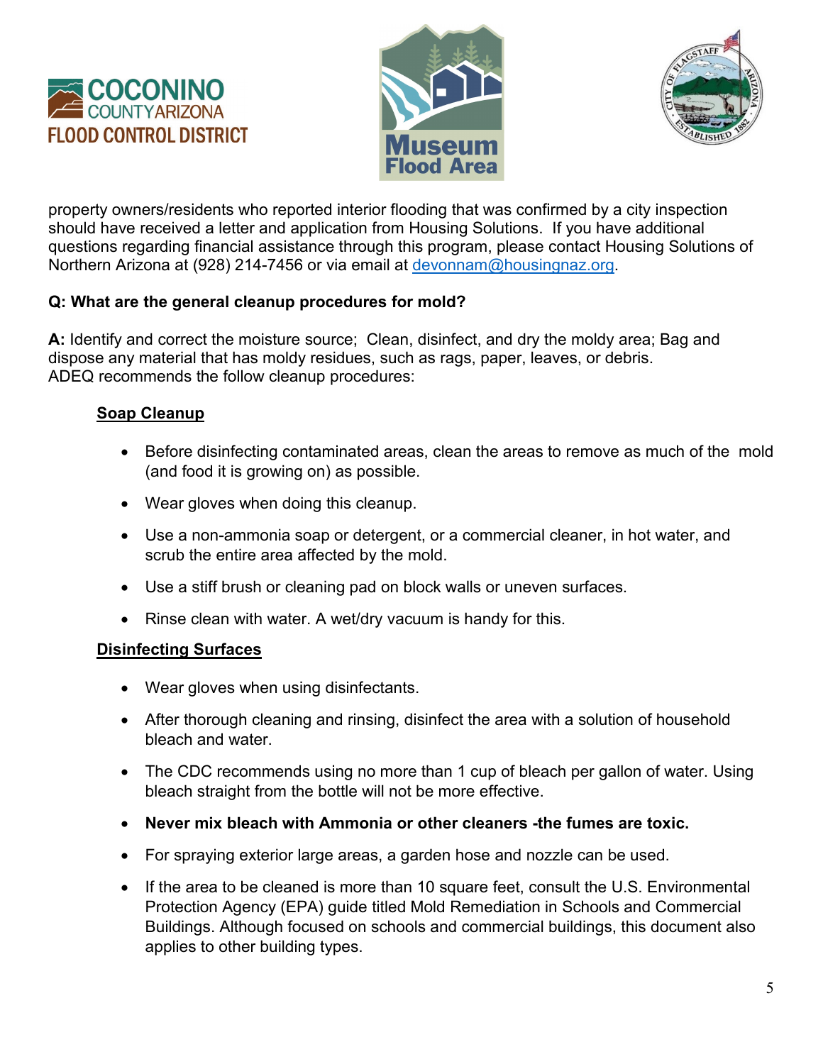property owners/residents who reported interior flooding that was confirmed by a city inspection should have received a letter and application from Housing Solutions. If you have additional questions regarding financial assistance through this program, please contact Housing Solutions of Northern Arizona at (928) 214-7456 or via email at devonnam@housingnaz.org.

**Q: What are the general cleanup procedures for mold?**

**A:** Identify and correct the moisture source; Clean, disinfect, and dry the moldy area; Bag and dispose any material that has moldy residues, such as rags, paper, leaves, or debris. ADEQ recommends the follow cleanup procedures:

**Soap Cleanup**

- Before disinfecting contaminated areas, clean the areas to remove as much of the mold (and food it is growing on) as possible.
- Wear gloves when doing this cleanup.
- Use a non-ammonia soap or detergent, or a commercial cleaner, in hot water, and scrub the entire area affected by the mold.
- Use a stiff brush or cleaning pad on block walls or uneven surfaces.
- Rinse clean with water. A wet/dry vacuum is handy for this.

**Disinfecting Surfaces**

- Wear gloves when using disinfectants.
- After thorough cleaning and rinsing, disinfect the area with a solution of household bleach and water.
- The CDC recommends using no more than 1 cup of bleach per gallon of water. Using bleach straight from the bottle will not be more effective.
- **Never mix bleach with Ammonia or other cleaners -the fumes are toxic.**
- For spraying exterior large areas, a garden hose and nozzle can be used.
- If the area to be cleaned is more than 10 square feet, consult the U.S. Environmental Protection Agency (EPA) guide titled Mold Remediation in Schools and Commercial Buildings. Although focused on schools and commercial buildings, this document also applies to other building types.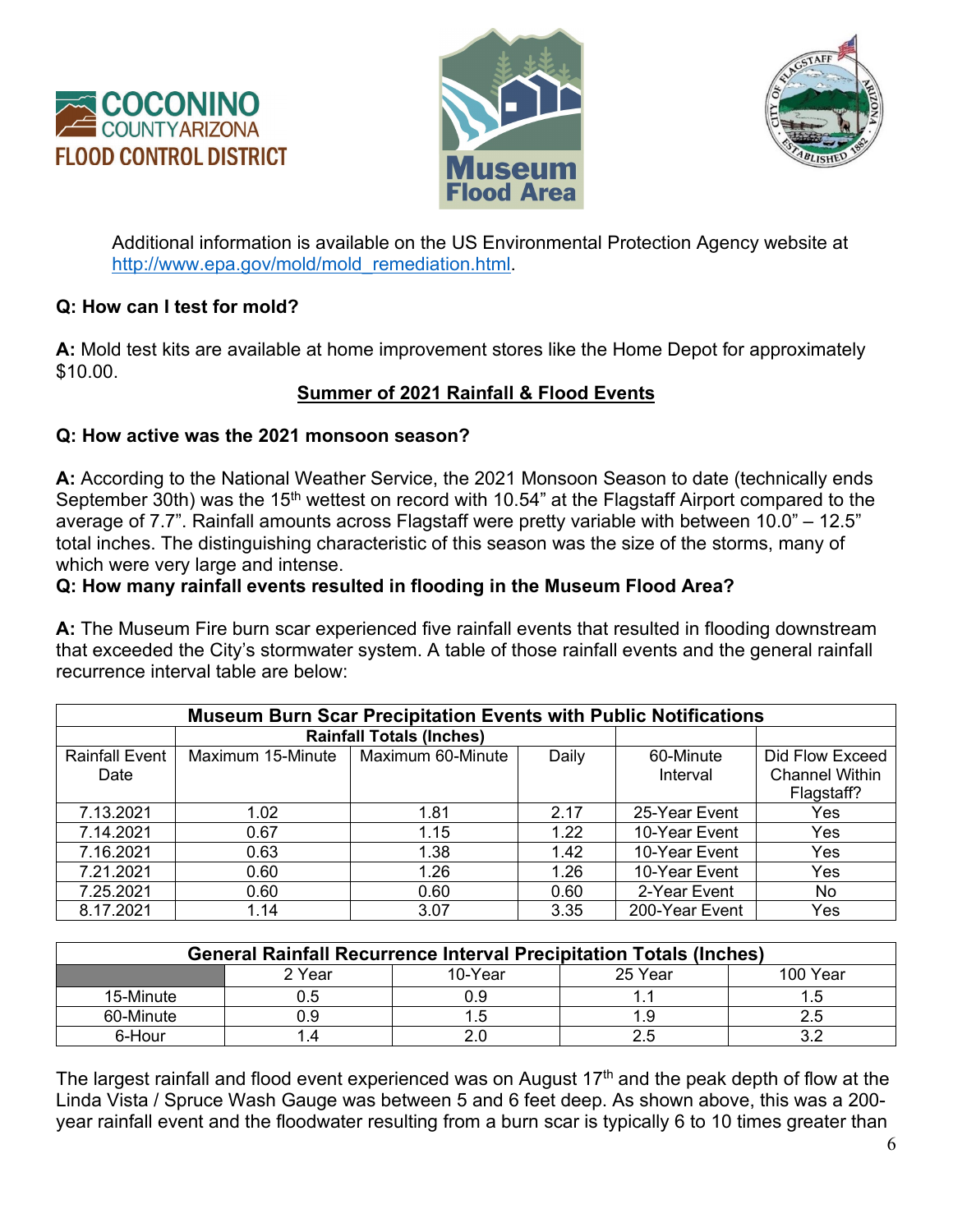Additional information is available on the US Environmental Protection Agency website at http://www.epa.gov/mold/mold_remediation.html.

**Q: How can I test for mold?**

**A:** Mold test kits are available at home improvement stores like the Home Depot for approximately $10.00.

## Summer of 2021 Rainfall & Flood Events

**Q: How active was the 2021 monsoon season?**

**A:** According to the National Weather Service, the 2021 Monsoon Season to date (technically ends September 30th) was the 15th wettest on record with 10.54" at the Flagstaff Airport compared to the average of 7.7". Rainfall amounts across Flagstaff were pretty variable with between 10.0" – 12.5" total inches. The distinguishing characteristic of this season was the size of the storms, many of which were very large and intense.

**Q: How many rainfall events resulted in flooding in the Museum Flood Area?**

**A:** The Museum Fire burn scar experienced five rainfall events that resulted in flooding downstream that exceeded the City's stormwater system. A table of those rainfall events and the general rainfall recurrence interval table are below:

| Museum Burn Scar Precipitation Events with Public Notifications | | | | | |
|---|---|---|---|---|---|
| | Rainfall Totals (Inches) | | | | |
| Rainfall Event Date | Maximum 15-Minute | Maximum 60-Minute | Daily | 60-Minute Interval | Did Flow Exceed Channel Within Flagstaff? |
| 7.13.2021 | 1.02 | 1.81 | 2.17 | 25-Year Event | Yes |
| 7.14.2021 | 0.67 | 1.15 | 1.22 | 10-Year Event | Yes |
| 7.16.2021 | 0.63 | 1.38 | 1.42 | 10-Year Event | Yes |
| 7.21.2021 | 0.60 | 1.26 | 1.26 | 10-Year Event | Yes |
| 7.25.2021 | 0.60 | 0.60 | 0.60 | 2-Year Event | No |
| 8.17.2021 | 1.14 | 3.07 | 3.35 | 200-Year Event | Yes |

| General Rainfall Recurrence Interval Precipitation Totals (Inches) | | | | |
|---|---|---|---|---|
| | 2 Year | 10-Year | 25 Year | 100 Year |
| 15-Minute | 0.5 | 0.9 | 1.1 | 1.5 |
| 60-Minute | 0.9 | 1.5 | 1.9 | 2.5 |
| 6-Hour | 1.4 | 2.0 | 2.5 | 3.2 |

The largest rainfall and flood event experienced was on August 17th and the peak depth of flow at the Linda Vista / Spruce Wash Gauge was between 5 and 6 feet deep. As shown above, this was a 200-year rainfall event and the floodwater resulting from a burn scar is typically 6 to 10 times greater than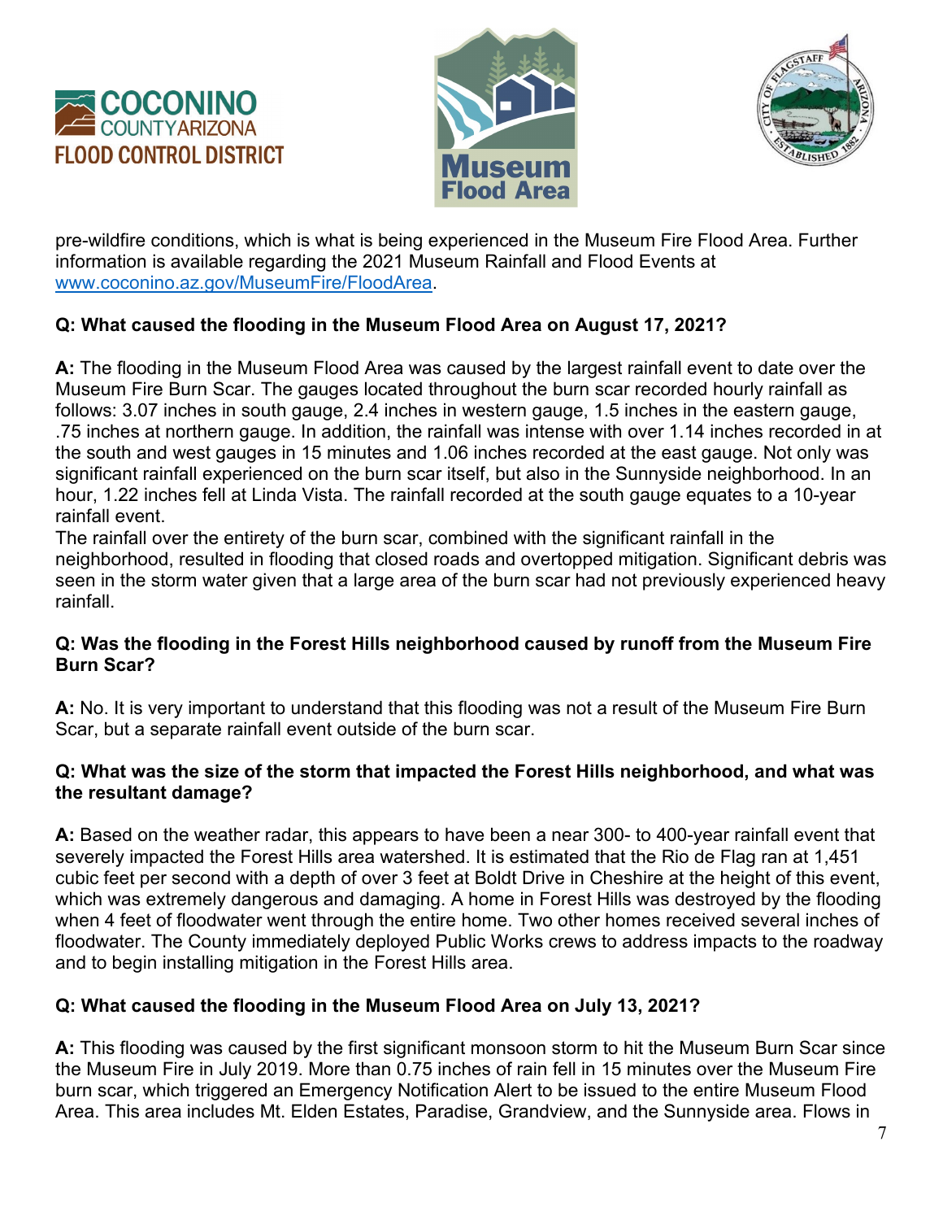pre-wildfire conditions, which is what is being experienced in the Museum Fire Flood Area. Further information is available regarding the 2021 Museum Rainfall and Flood Events at [www.coconino.az.gov/MuseumFire/FloodArea](http://www.coconino.az.gov/MuseumFire/FloodArea).

**Q: What caused the flooding in the Museum Flood Area on August 17, 2021?**

**A:** The flooding in the Museum Flood Area was caused by the largest rainfall event to date over the Museum Fire Burn Scar. The gauges located throughout the burn scar recorded hourly rainfall as follows: 3.07 inches in south gauge, 2.4 inches in western gauge, 1.5 inches in the eastern gauge, .75 inches at northern gauge. In addition, the rainfall was intense with over 1.14 inches recorded in at the south and west gauges in 15 minutes and 1.06 inches recorded at the east gauge. Not only was significant rainfall experienced on the burn scar itself, but also in the Sunnyside neighborhood. In an hour, 1.22 inches fell at Linda Vista. The rainfall recorded at the south gauge equates to a 10-year rainfall event.

The rainfall over the entirety of the burn scar, combined with the significant rainfall in the neighborhood, resulted in flooding that closed roads and overtopped mitigation. Significant debris was seen in the storm water given that a large area of the burn scar had not previously experienced heavy rainfall.

**Q: Was the flooding in the Forest Hills neighborhood caused by runoff from the Museum Fire Burn Scar?**

**A:** No. It is very important to understand that this flooding was not a result of the Museum Fire Burn Scar, but a separate rainfall event outside of the burn scar.

**Q: What was the size of the storm that impacted the Forest Hills neighborhood, and what was the resultant damage?**

**A:** Based on the weather radar, this appears to have been a near 300- to 400-year rainfall event that severely impacted the Forest Hills area watershed. It is estimated that the Rio de Flag ran at 1,451 cubic feet per second with a depth of over 3 feet at Boldt Drive in Cheshire at the height of this event, which was extremely dangerous and damaging. A home in Forest Hills was destroyed by the flooding when 4 feet of floodwater went through the entire home. Two other homes received several inches of floodwater. The County immediately deployed Public Works crews to address impacts to the roadway and to begin installing mitigation in the Forest Hills area.

**Q: What caused the flooding in the Museum Flood Area on July 13, 2021?**

**A:** This flooding was caused by the first significant monsoon storm to hit the Museum Burn Scar since the Museum Fire in July 2019. More than 0.75 inches of rain fell in 15 minutes over the Museum Fire burn scar, which triggered an Emergency Notification Alert to be issued to the entire Museum Flood Area. This area includes Mt. Elden Estates, Paradise, Grandview, and the Sunnyside area. Flows in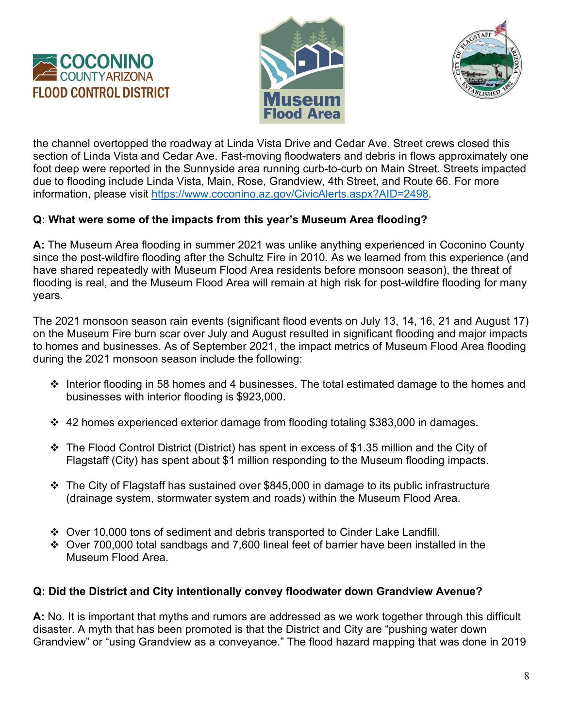the channel overtopped the roadway at Linda Vista Drive and Cedar Ave. Street crews closed this section of Linda Vista and Cedar Ave. Fast-moving floodwaters and debris in flows approximately one foot deep were reported in the Sunnyside area running curb-to-curb on Main Street. Streets impacted due to flooding include Linda Vista, Main, Rose, Grandview, 4th Street, and Route 66. For more information, please visit https://www.coconino.az.gov/CivicAlerts.aspx?AID=2498.

**Q: What were some of the impacts from this year's Museum Area flooding?**

**A:** The Museum Area flooding in summer 2021 was unlike anything experienced in Coconino County since the post-wildfire flooding after the Schultz Fire in 2010. As we learned from this experience (and have shared repeatedly with Museum Flood Area residents before monsoon season), the threat of flooding is real, and the Museum Flood Area will remain at high risk for post-wildfire flooding for many years.

The 2021 monsoon season rain events (significant flood events on July 13, 14, 16, 21 and August 17) on the Museum Fire burn scar over July and August resulted in significant flooding and major impacts to homes and businesses. As of September 2021, the impact metrics of Museum Flood Area flooding during the 2021 monsoon season include the following:

- Interior flooding in 58 homes and 4 businesses. The total estimated damage to the homes and businesses with interior flooding is $923,000.
- 42 homes experienced exterior damage from flooding totaling $383,000 in damages.
- The Flood Control District (District) has spent in excess of $1.35 million and the City of Flagstaff (City) has spent about $1 million responding to the Museum flooding impacts.
- The City of Flagstaff has sustained over $845,000 in damage to its public infrastructure (drainage system, stormwater system and roads) within the Museum Flood Area.
- Over 10,000 tons of sediment and debris transported to Cinder Lake Landfill.
- Over 700,000 total sandbags and 7,600 lineal feet of barrier have been installed in the Museum Flood Area.

**Q: Did the District and City intentionally convey floodwater down Grandview Avenue?**

**A:** No. It is important that myths and rumors are addressed as we work together through this difficult disaster. A myth that has been promoted is that the District and City are "pushing water down Grandview" or "using Grandview as a conveyance." The flood hazard mapping that was done in 2019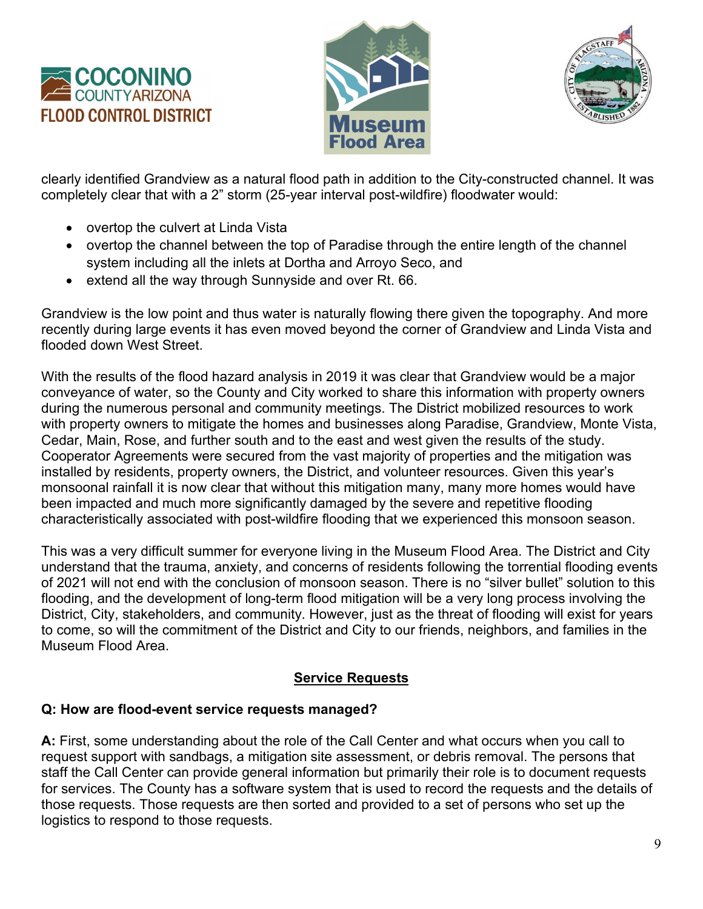clearly identified Grandview as a natural flood path in addition to the City-constructed channel. It was completely clear that with a 2" storm (25-year interval post-wildfire) floodwater would:

- overtop the culvert at Linda Vista
- overtop the channel between the top of Paradise through the entire length of the channel system including all the inlets at Dortha and Arroyo Seco, and
- extend all the way through Sunnyside and over Rt. 66.

Grandview is the low point and thus water is naturally flowing there given the topography. And more recently during large events it has even moved beyond the corner of Grandview and Linda Vista and flooded down West Street.

With the results of the flood hazard analysis in 2019 it was clear that Grandview would be a major conveyance of water, so the County and City worked to share this information with property owners during the numerous personal and community meetings. The District mobilized resources to work with property owners to mitigate the homes and businesses along Paradise, Grandview, Monte Vista, Cedar, Main, Rose, and further south and to the east and west given the results of the study. Cooperator Agreements were secured from the vast majority of properties and the mitigation was installed by residents, property owners, the District, and volunteer resources. Given this year's monsoonal rainfall it is now clear that without this mitigation many, many more homes would have been impacted and much more significantly damaged by the severe and repetitive flooding characteristically associated with post-wildfire flooding that we experienced this monsoon season.

This was a very difficult summer for everyone living in the Museum Flood Area. The District and City understand that the trauma, anxiety, and concerns of residents following the torrential flooding events of 2021 will not end with the conclusion of monsoon season. There is no "silver bullet" solution to this flooding, and the development of long-term flood mitigation will be a very long process involving the District, City, stakeholders, and community. However, just as the threat of flooding will exist for years to come, so will the commitment of the District and City to our friends, neighbors, and families in the Museum Flood Area.

## Service Requests

**Q: How are flood-event service requests managed?**

**A:** First, some understanding about the role of the Call Center and what occurs when you call to request support with sandbags, a mitigation site assessment, or debris removal. The persons that staff the Call Center can provide general information but primarily their role is to document requests for services. The County has a software system that is used to record the requests and the details of those requests. Those requests are then sorted and provided to a set of persons who set up the logistics to respond to those requests.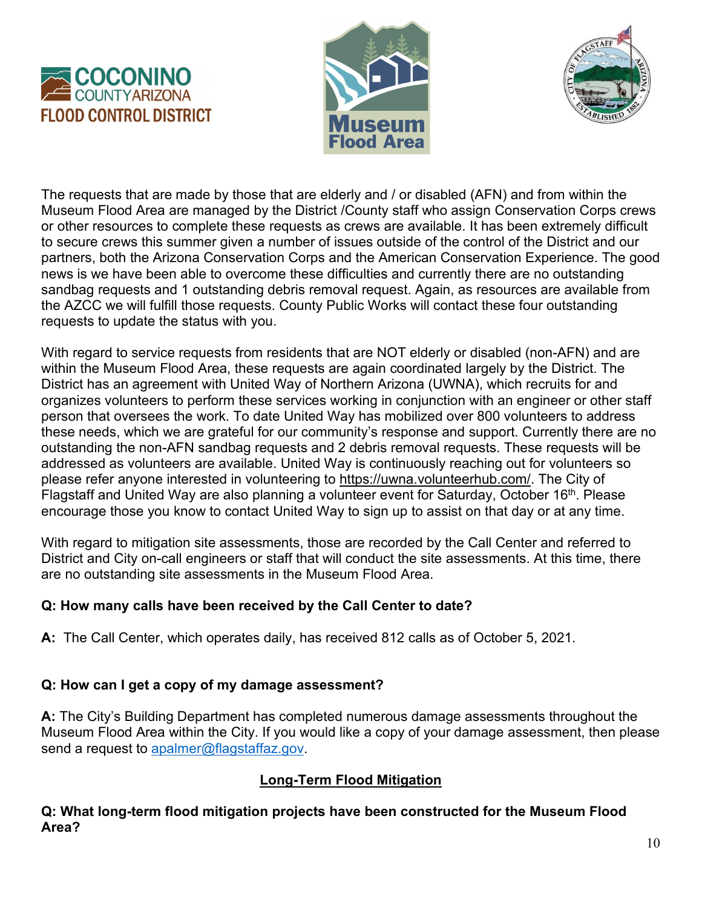The requests that are made by those that are elderly and / or disabled (AFN) and from within the Museum Flood Area are managed by the District /County staff who assign Conservation Corps crews or other resources to complete these requests as crews are available. It has been extremely difficult to secure crews this summer given a number of issues outside of the control of the District and our partners, both the Arizona Conservation Corps and the American Conservation Experience. The good news is we have been able to overcome these difficulties and currently there are no outstanding sandbag requests and 1 outstanding debris removal request. Again, as resources are available from the AZCC we will fulfill those requests. County Public Works will contact these four outstanding requests to update the status with you.

With regard to service requests from residents that are NOT elderly or disabled (non-AFN) and are within the Museum Flood Area, these requests are again coordinated largely by the District. The District has an agreement with United Way of Northern Arizona (UWNA), which recruits for and organizes volunteers to perform these services working in conjunction with an engineer or other staff person that oversees the work. To date United Way has mobilized over 800 volunteers to address these needs, which we are grateful for our community's response and support. Currently there are no outstanding the non-AFN sandbag requests and 2 debris removal requests. These requests will be addressed as volunteers are available. United Way is continuously reaching out for volunteers so please refer anyone interested in volunteering to https://uwna.volunteerhub.com/. The City of Flagstaff and United Way are also planning a volunteer event for Saturday, October 16th. Please encourage those you know to contact United Way to sign up to assist on that day or at any time.

With regard to mitigation site assessments, those are recorded by the Call Center and referred to District and City on-call engineers or staff that will conduct the site assessments. At this time, there are no outstanding site assessments in the Museum Flood Area.

**Q: How many calls have been received by the Call Center to date?**

**A:** The Call Center, which operates daily, has received 812 calls as of October 5, 2021.

**Q: How can I get a copy of my damage assessment?**

**A:** The City's Building Department has completed numerous damage assessments throughout the Museum Flood Area within the City. If you would like a copy of your damage assessment, then please send a request to apalmer@flagstaffaz.gov.

## Long-Term Flood Mitigation

**Q: What long-term flood mitigation projects have been constructed for the Museum Flood Area?**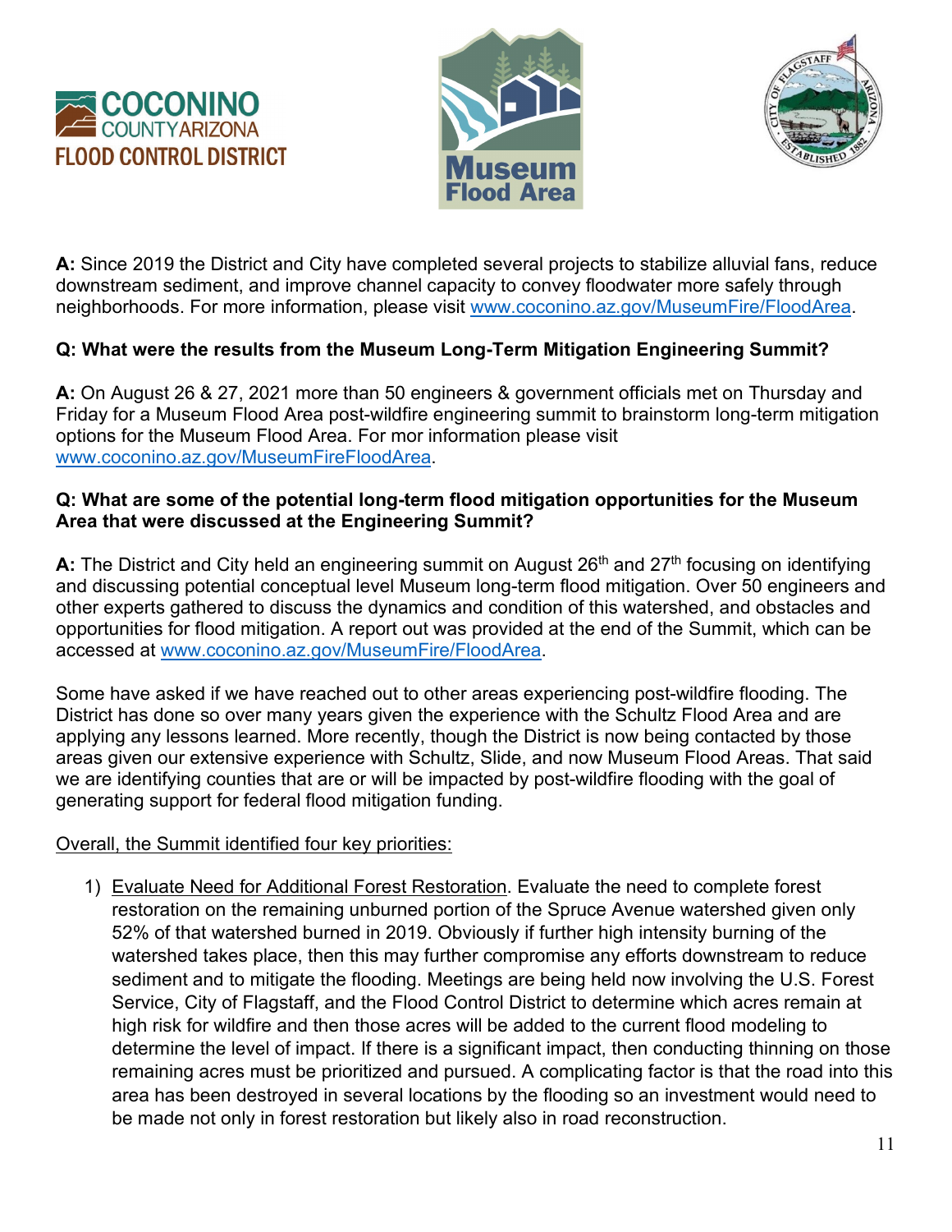**A:** Since 2019 the District and City have completed several projects to stabilize alluvial fans, reduce downstream sediment, and improve channel capacity to convey floodwater more safely through neighborhoods. For more information, please visit www.coconino.az.gov/MuseumFire/FloodArea.

**Q: What were the results from the Museum Long-Term Mitigation Engineering Summit?**

**A:** On August 26 & 27, 2021 more than 50 engineers & government officials met on Thursday and Friday for a Museum Flood Area post-wildfire engineering summit to brainstorm long-term mitigation options for the Museum Flood Area. For mor information please visit www.coconino.az.gov/MuseumFireFloodArea.

**Q: What are some of the potential long-term flood mitigation opportunities for the Museum Area that were discussed at the Engineering Summit?**

**A:** The District and City held an engineering summit on August 26th and 27th focusing on identifying and discussing potential conceptual level Museum long-term flood mitigation. Over 50 engineers and other experts gathered to discuss the dynamics and condition of this watershed, and obstacles and opportunities for flood mitigation. A report out was provided at the end of the Summit, which can be accessed at www.coconino.az.gov/MuseumFire/FloodArea.

Some have asked if we have reached out to other areas experiencing post-wildfire flooding. The District has done so over many years given the experience with the Schultz Flood Area and are applying any lessons learned. More recently, though the District is now being contacted by those areas given our extensive experience with Schultz, Slide, and now Museum Flood Areas. That said we are identifying counties that are or will be impacted by post-wildfire flooding with the goal of generating support for federal flood mitigation funding.

Overall, the Summit identified four key priorities:

1) Evaluate Need for Additional Forest Restoration. Evaluate the need to complete forest restoration on the remaining unburned portion of the Spruce Avenue watershed given only 52% of that watershed burned in 2019. Obviously if further high intensity burning of the watershed takes place, then this may further compromise any efforts downstream to reduce sediment and to mitigate the flooding. Meetings are being held now involving the U.S. Forest Service, City of Flagstaff, and the Flood Control District to determine which acres remain at high risk for wildfire and then those acres will be added to the current flood modeling to determine the level of impact. If there is a significant impact, then conducting thinning on those remaining acres must be prioritized and pursued. A complicating factor is that the road into this area has been destroyed in several locations by the flooding so an investment would need to be made not only in forest restoration but likely also in road reconstruction.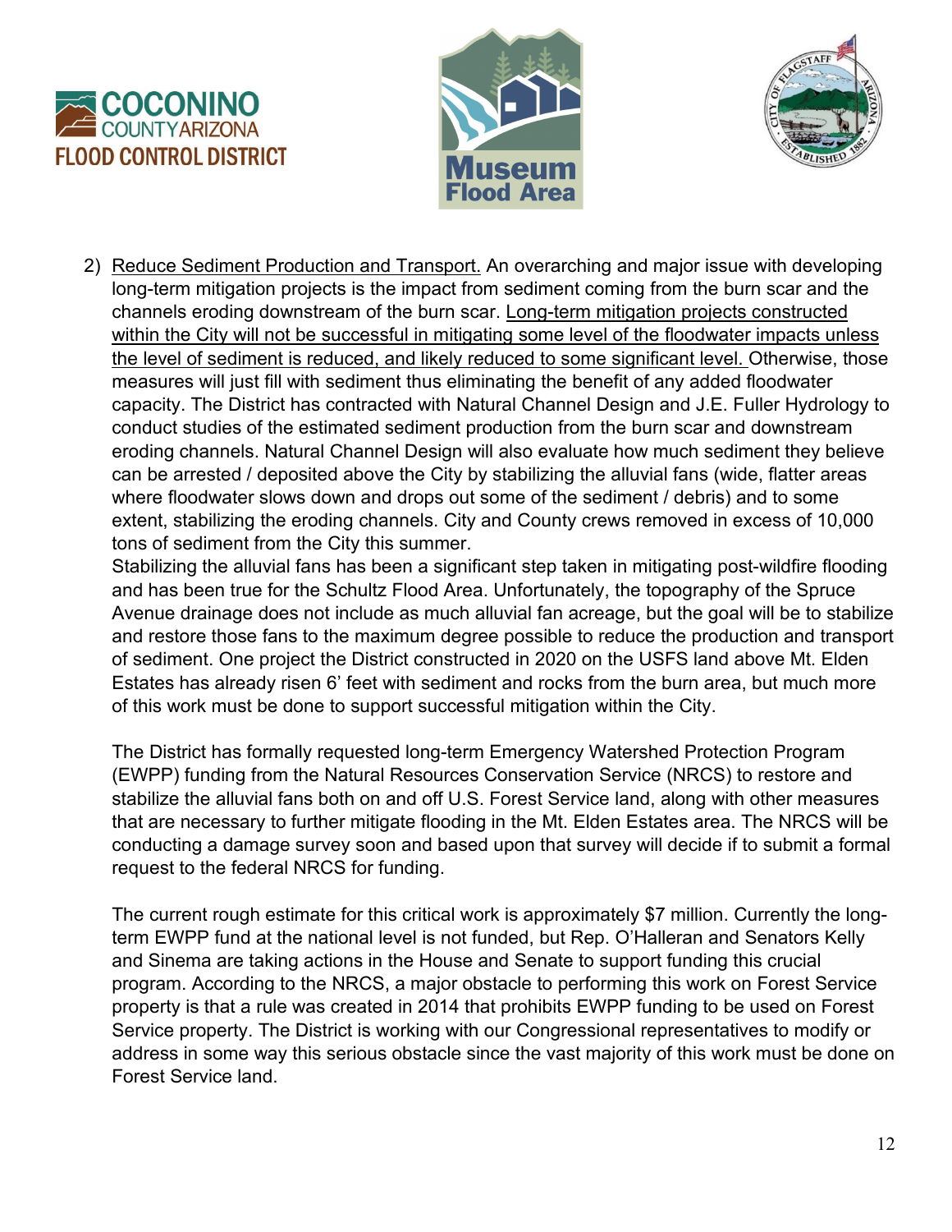2) Reduce Sediment Production and Transport. An overarching and major issue with developing long-term mitigation projects is the impact from sediment coming from the burn scar and the channels eroding downstream of the burn scar. Long-term mitigation projects constructed within the City will not be successful in mitigating some level of the floodwater impacts unless the level of sediment is reduced, and likely reduced to some significant level. Otherwise, those measures will just fill with sediment thus eliminating the benefit of any added floodwater capacity. The District has contracted with Natural Channel Design and J.E. Fuller Hydrology to conduct studies of the estimated sediment production from the burn scar and downstream eroding channels. Natural Channel Design will also evaluate how much sediment they believe can be arrested / deposited above the City by stabilizing the alluvial fans (wide, flatter areas where floodwater slows down and drops out some of the sediment / debris) and to some extent, stabilizing the eroding channels. City and County crews removed in excess of 10,000 tons of sediment from the City this summer.

   Stabilizing the alluvial fans has been a significant step taken in mitigating post-wildfire flooding and has been true for the Schultz Flood Area. Unfortunately, the topography of the Spruce Avenue drainage does not include as much alluvial fan acreage, but the goal will be to stabilize and restore those fans to the maximum degree possible to reduce the production and transport of sediment. One project the District constructed in 2020 on the USFS land above Mt. Elden Estates has already risen 6' feet with sediment and rocks from the burn area, but much more of this work must be done to support successful mitigation within the City.

   The District has formally requested long-term Emergency Watershed Protection Program (EWPP) funding from the Natural Resources Conservation Service (NRCS) to restore and stabilize the alluvial fans both on and off U.S. Forest Service land, along with other measures that are necessary to further mitigate flooding in the Mt. Elden Estates area. The NRCS will be conducting a damage survey soon and based upon that survey will decide if to submit a formal request to the federal NRCS for funding.

   The current rough estimate for this critical work is approximately $7 million. Currently the long-term EWPP fund at the national level is not funded, but Rep. O'Halleran and Senators Kelly and Sinema are taking actions in the House and Senate to support funding this crucial program. According to the NRCS, a major obstacle to performing this work on Forest Service property is that a rule was created in 2014 that prohibits EWPP funding to be used on Forest Service property. The District is working with our Congressional representatives to modify or address in some way this serious obstacle since the vast majority of this work must be done on Forest Service land.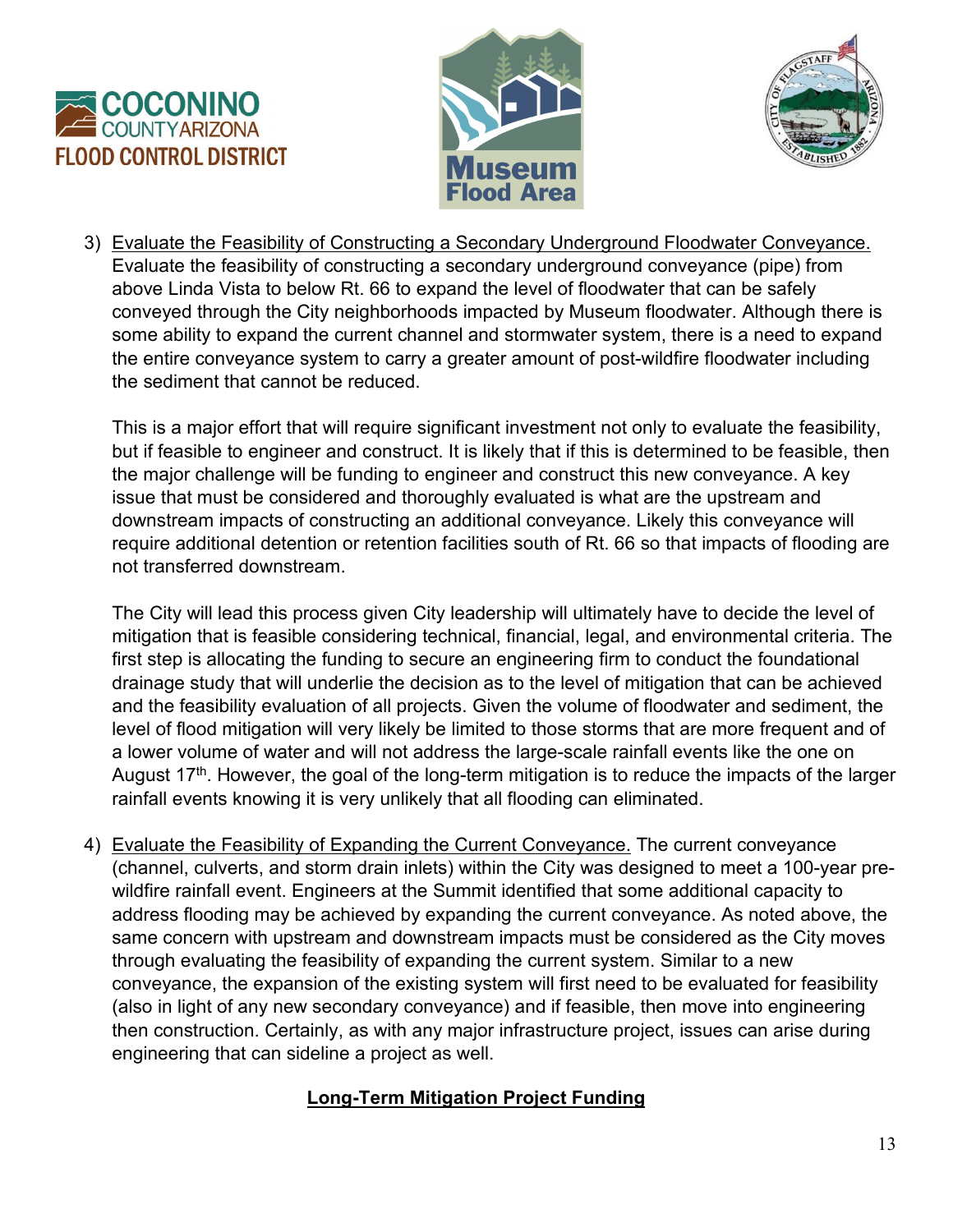3) Evaluate the Feasibility of Constructing a Secondary Underground Floodwater Conveyance. Evaluate the feasibility of constructing a secondary underground conveyance (pipe) from above Linda Vista to below Rt. 66 to expand the level of floodwater that can be safely conveyed through the City neighborhoods impacted by Museum floodwater. Although there is some ability to expand the current channel and stormwater system, there is a need to expand the entire conveyance system to carry a greater amount of post-wildfire floodwater including the sediment that cannot be reduced.

   This is a major effort that will require significant investment not only to evaluate the feasibility, but if feasible to engineer and construct. It is likely that if this is determined to be feasible, then the major challenge will be funding to engineer and construct this new conveyance. A key issue that must be considered and thoroughly evaluated is what are the upstream and downstream impacts of constructing an additional conveyance. Likely this conveyance will require additional detention or retention facilities south of Rt. 66 so that impacts of flooding are not transferred downstream.

   The City will lead this process given City leadership will ultimately have to decide the level of mitigation that is feasible considering technical, financial, legal, and environmental criteria. The first step is allocating the funding to secure an engineering firm to conduct the foundational drainage study that will underlie the decision as to the level of mitigation that can be achieved and the feasibility evaluation of all projects. Given the volume of floodwater and sediment, the level of flood mitigation will very likely be limited to those storms that are more frequent and of a lower volume of water and will not address the large-scale rainfall events like the one on August 17th. However, the goal of the long-term mitigation is to reduce the impacts of the larger rainfall events knowing it is very unlikely that all flooding can eliminated.

4) Evaluate the Feasibility of Expanding the Current Conveyance. The current conveyance (channel, culverts, and storm drain inlets) within the City was designed to meet a 100-year pre-wildfire rainfall event. Engineers at the Summit identified that some additional capacity to address flooding may be achieved by expanding the current conveyance. As noted above, the same concern with upstream and downstream impacts must be considered as the City moves through evaluating the feasibility of expanding the current system. Similar to a new conveyance, the expansion of the existing system will first need to be evaluated for feasibility (also in light of any new secondary conveyance) and if feasible, then move into engineering then construction. Certainly, as with any major infrastructure project, issues can arise during engineering that can sideline a project as well.

## Long-Term Mitigation Project Funding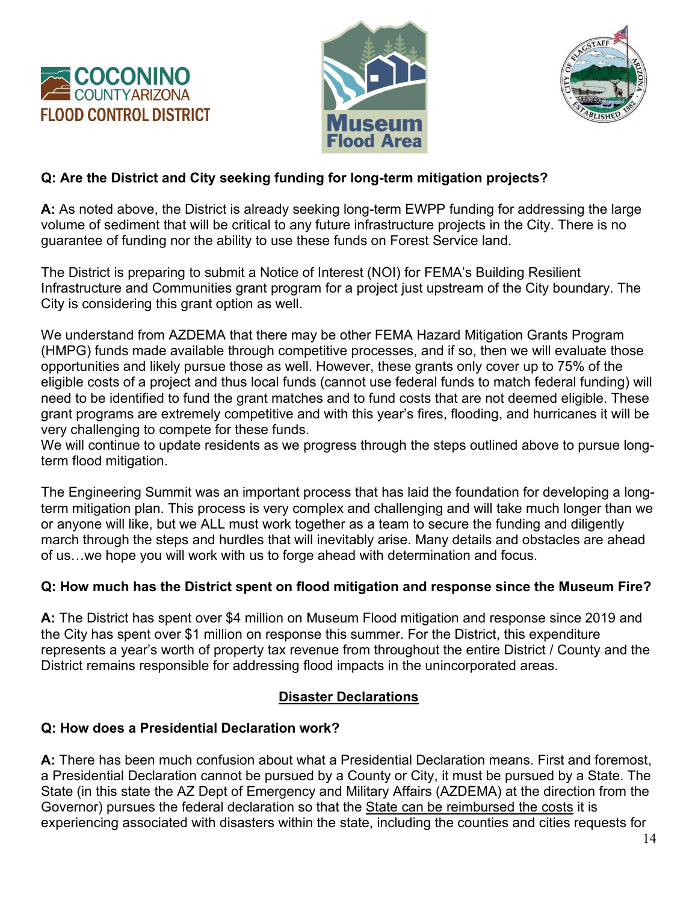**Q: Are the District and City seeking funding for long-term mitigation projects?**

**A:** As noted above, the District is already seeking long-term EWPP funding for addressing the large volume of sediment that will be critical to any future infrastructure projects in the City. There is no guarantee of funding nor the ability to use these funds on Forest Service land.

The District is preparing to submit a Notice of Interest (NOI) for FEMA's Building Resilient Infrastructure and Communities grant program for a project just upstream of the City boundary. The City is considering this grant option as well.

We understand from AZDEMA that there may be other FEMA Hazard Mitigation Grants Program (HMPG) funds made available through competitive processes, and if so, then we will evaluate those opportunities and likely pursue those as well. However, these grants only cover up to 75% of the eligible costs of a project and thus local funds (cannot use federal funds to match federal funding) will need to be identified to fund the grant matches and to fund costs that are not deemed eligible. These grant programs are extremely competitive and with this year's fires, flooding, and hurricanes it will be very challenging to compete for these funds.
We will continue to update residents as we progress through the steps outlined above to pursue long-term flood mitigation.

The Engineering Summit was an important process that has laid the foundation for developing a long-term mitigation plan. This process is very complex and challenging and will take much longer than we or anyone will like, but we ALL must work together as a team to secure the funding and diligently march through the steps and hurdles that will inevitably arise. Many details and obstacles are ahead of us…we hope you will work with us to forge ahead with determination and focus.

**Q: How much has the District spent on flood mitigation and response since the Museum Fire?**

**A:** The District has spent over $4 million on Museum Flood mitigation and response since 2019 and the City has spent over $1 million on response this summer. For the District, this expenditure represents a year's worth of property tax revenue from throughout the entire District / County and the District remains responsible for addressing flood impacts in the unincorporated areas.

## Disaster Declarations

**Q: How does a Presidential Declaration work?**

**A:** There has been much confusion about what a Presidential Declaration means. First and foremost, a Presidential Declaration cannot be pursued by a County or City, it must be pursued by a State. The State (in this state the AZ Dept of Emergency and Military Affairs (AZDEMA) at the direction from the Governor) pursues the federal declaration so that the State can be reimbursed the costs it is experiencing associated with disasters within the state, including the counties and cities requests for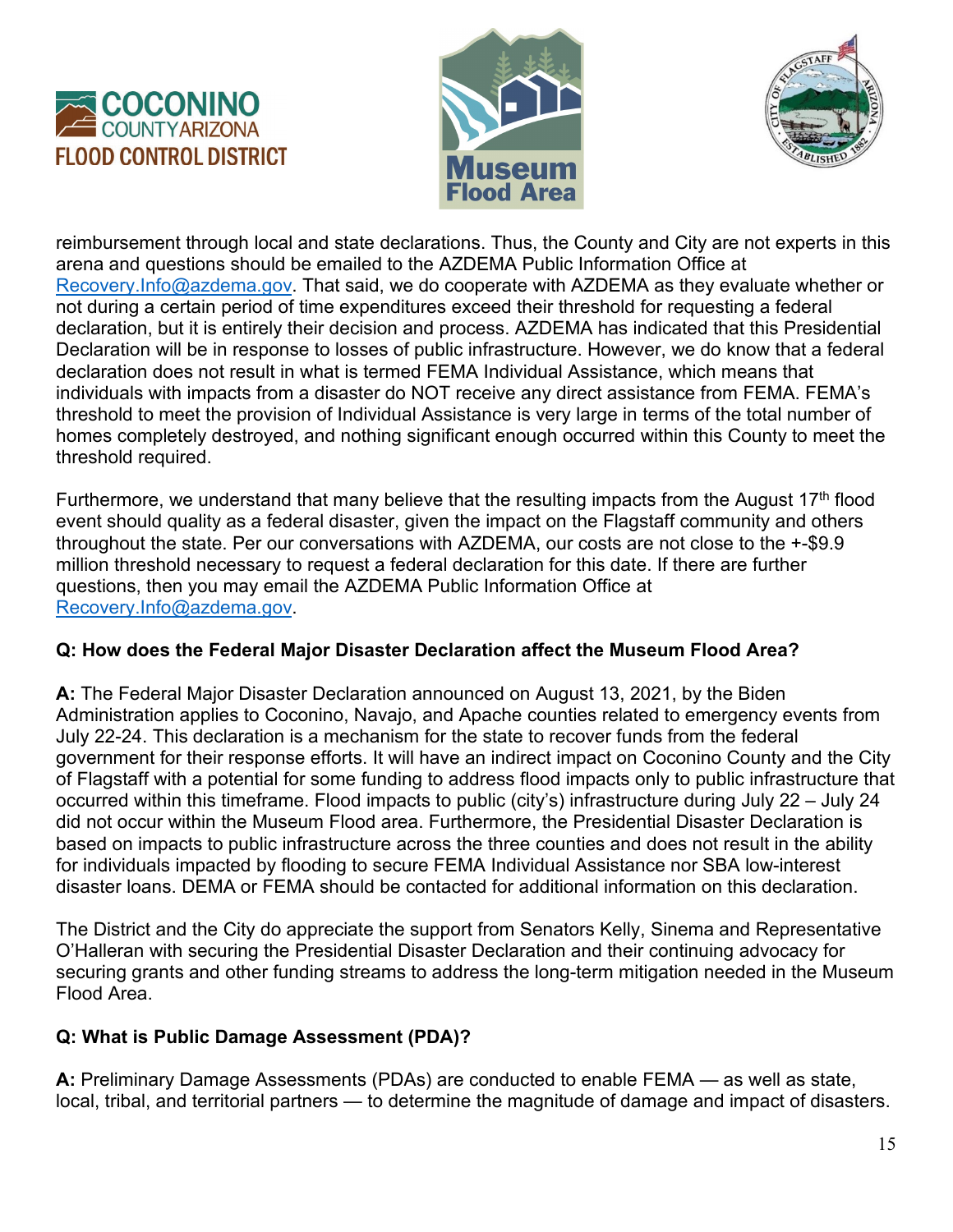reimbursement through local and state declarations. Thus, the County and City are not experts in this arena and questions should be emailed to the AZDEMA Public Information Office at Recovery.Info@azdema.gov. That said, we do cooperate with AZDEMA as they evaluate whether or not during a certain period of time expenditures exceed their threshold for requesting a federal declaration, but it is entirely their decision and process. AZDEMA has indicated that this Presidential Declaration will be in response to losses of public infrastructure. However, we do know that a federal declaration does not result in what is termed FEMA Individual Assistance, which means that individuals with impacts from a disaster do NOT receive any direct assistance from FEMA. FEMA's threshold to meet the provision of Individual Assistance is very large in terms of the total number of homes completely destroyed, and nothing significant enough occurred within this County to meet the threshold required.

Furthermore, we understand that many believe that the resulting impacts from the August 17th flood event should quality as a federal disaster, given the impact on the Flagstaff community and others throughout the state. Per our conversations with AZDEMA, our costs are not close to the +-$9.9 million threshold necessary to request a federal declaration for this date. If there are further questions, then you may email the AZDEMA Public Information Office at Recovery.Info@azdema.gov.

**Q: How does the Federal Major Disaster Declaration affect the Museum Flood Area?**

**A:** The Federal Major Disaster Declaration announced on August 13, 2021, by the Biden Administration applies to Coconino, Navajo, and Apache counties related to emergency events from July 22-24. This declaration is a mechanism for the state to recover funds from the federal government for their response efforts. It will have an indirect impact on Coconino County and the City of Flagstaff with a potential for some funding to address flood impacts only to public infrastructure that occurred within this timeframe. Flood impacts to public (city's) infrastructure during July 22 – July 24 did not occur within the Museum Flood area. Furthermore, the Presidential Disaster Declaration is based on impacts to public infrastructure across the three counties and does not result in the ability for individuals impacted by flooding to secure FEMA Individual Assistance nor SBA low-interest disaster loans. DEMA or FEMA should be contacted for additional information on this declaration.

The District and the City do appreciate the support from Senators Kelly, Sinema and Representative O'Halleran with securing the Presidential Disaster Declaration and their continuing advocacy for securing grants and other funding streams to address the long-term mitigation needed in the Museum Flood Area.

**Q: What is Public Damage Assessment (PDA)?**

**A:** Preliminary Damage Assessments (PDAs) are conducted to enable FEMA — as well as state, local, tribal, and territorial partners — to determine the magnitude of damage and impact of disasters.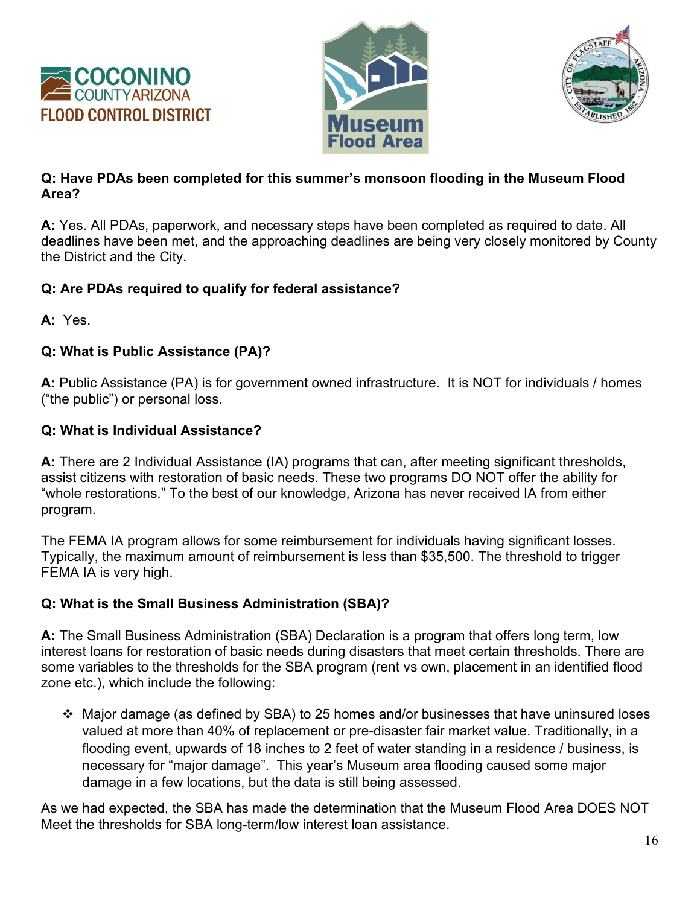**Q: Have PDAs been completed for this summer's monsoon flooding in the Museum Flood Area?**

**A:** Yes. All PDAs, paperwork, and necessary steps have been completed as required to date. All deadlines have been met, and the approaching deadlines are being very closely monitored by County the District and the City.

**Q: Are PDAs required to qualify for federal assistance?**

**A:** Yes.

**Q: What is Public Assistance (PA)?**

**A:** Public Assistance (PA) is for government owned infrastructure. It is NOT for individuals / homes ("the public") or personal loss.

**Q: What is Individual Assistance?**

**A:** There are 2 Individual Assistance (IA) programs that can, after meeting significant thresholds, assist citizens with restoration of basic needs. These two programs DO NOT offer the ability for "whole restorations." To the best of our knowledge, Arizona has never received IA from either program.

The FEMA IA program allows for some reimbursement for individuals having significant losses. Typically, the maximum amount of reimbursement is less than $35,500. The threshold to trigger FEMA IA is very high.

**Q: What is the Small Business Administration (SBA)?**

**A:** The Small Business Administration (SBA) Declaration is a program that offers long term, low interest loans for restoration of basic needs during disasters that meet certain thresholds. There are some variables to the thresholds for the SBA program (rent vs own, placement in an identified flood zone etc.), which include the following:

- Major damage (as defined by SBA) to 25 homes and/or businesses that have uninsured loses valued at more than 40% of replacement or pre-disaster fair market value. Traditionally, in a flooding event, upwards of 18 inches to 2 feet of water standing in a residence / business, is necessary for "major damage". This year's Museum area flooding caused some major damage in a few locations, but the data is still being assessed.

As we had expected, the SBA has made the determination that the Museum Flood Area DOES NOT Meet the thresholds for SBA long-term/low interest loan assistance.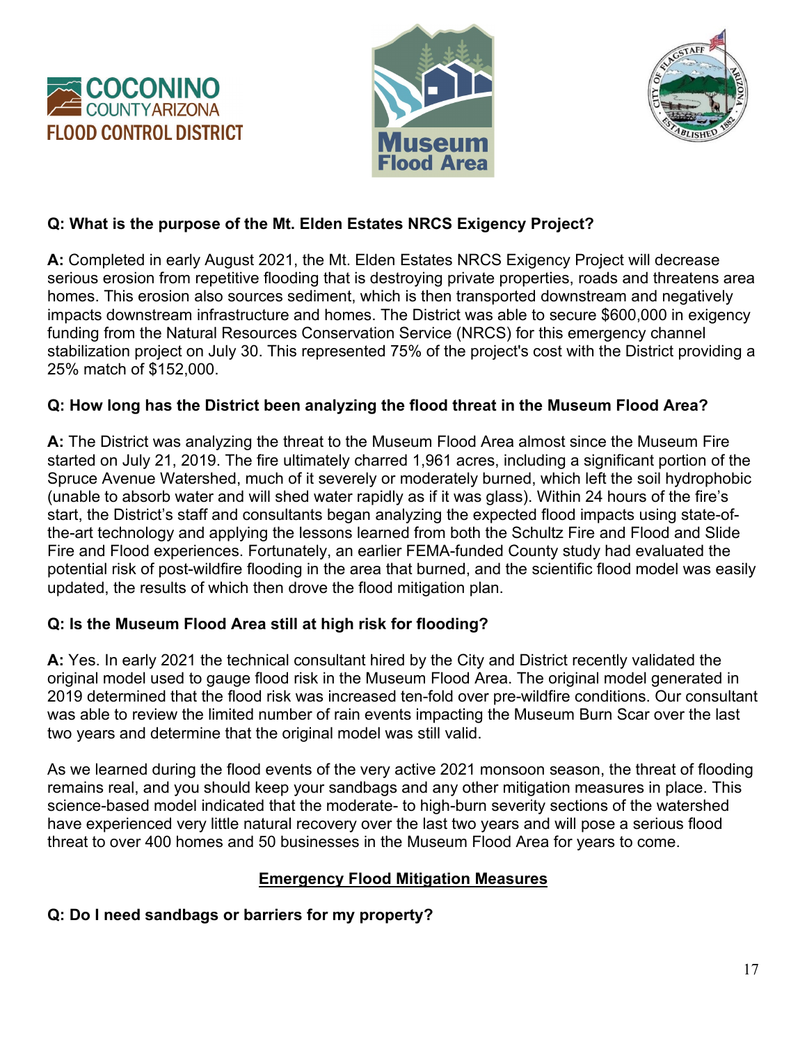**Q: What is the purpose of the Mt. Elden Estates NRCS Exigency Project?**

**A:** Completed in early August 2021, the Mt. Elden Estates NRCS Exigency Project will decrease serious erosion from repetitive flooding that is destroying private properties, roads and threatens area homes. This erosion also sources sediment, which is then transported downstream and negatively impacts downstream infrastructure and homes. The District was able to secure $600,000 in exigency funding from the Natural Resources Conservation Service (NRCS) for this emergency channel stabilization project on July 30. This represented 75% of the project's cost with the District providing a 25% match of $152,000.

**Q: How long has the District been analyzing the flood threat in the Museum Flood Area?**

**A:** The District was analyzing the threat to the Museum Flood Area almost since the Museum Fire started on July 21, 2019. The fire ultimately charred 1,961 acres, including a significant portion of the Spruce Avenue Watershed, much of it severely or moderately burned, which left the soil hydrophobic (unable to absorb water and will shed water rapidly as if it was glass). Within 24 hours of the fire's start, the District's staff and consultants began analyzing the expected flood impacts using state-of-the-art technology and applying the lessons learned from both the Schultz Fire and Flood and Slide Fire and Flood experiences. Fortunately, an earlier FEMA-funded County study had evaluated the potential risk of post-wildfire flooding in the area that burned, and the scientific flood model was easily updated, the results of which then drove the flood mitigation plan.

**Q: Is the Museum Flood Area still at high risk for flooding?**

**A:** Yes. In early 2021 the technical consultant hired by the City and District recently validated the original model used to gauge flood risk in the Museum Flood Area. The original model generated in 2019 determined that the flood risk was increased ten-fold over pre-wildfire conditions. Our consultant was able to review the limited number of rain events impacting the Museum Burn Scar over the last two years and determine that the original model was still valid.

As we learned during the flood events of the very active 2021 monsoon season, the threat of flooding remains real, and you should keep your sandbags and any other mitigation measures in place. This science-based model indicated that the moderate- to high-burn severity sections of the watershed have experienced very little natural recovery over the last two years and will pose a serious flood threat to over 400 homes and 50 businesses in the Museum Flood Area for years to come.

## Emergency Flood Mitigation Measures

**Q: Do I need sandbags or barriers for my property?**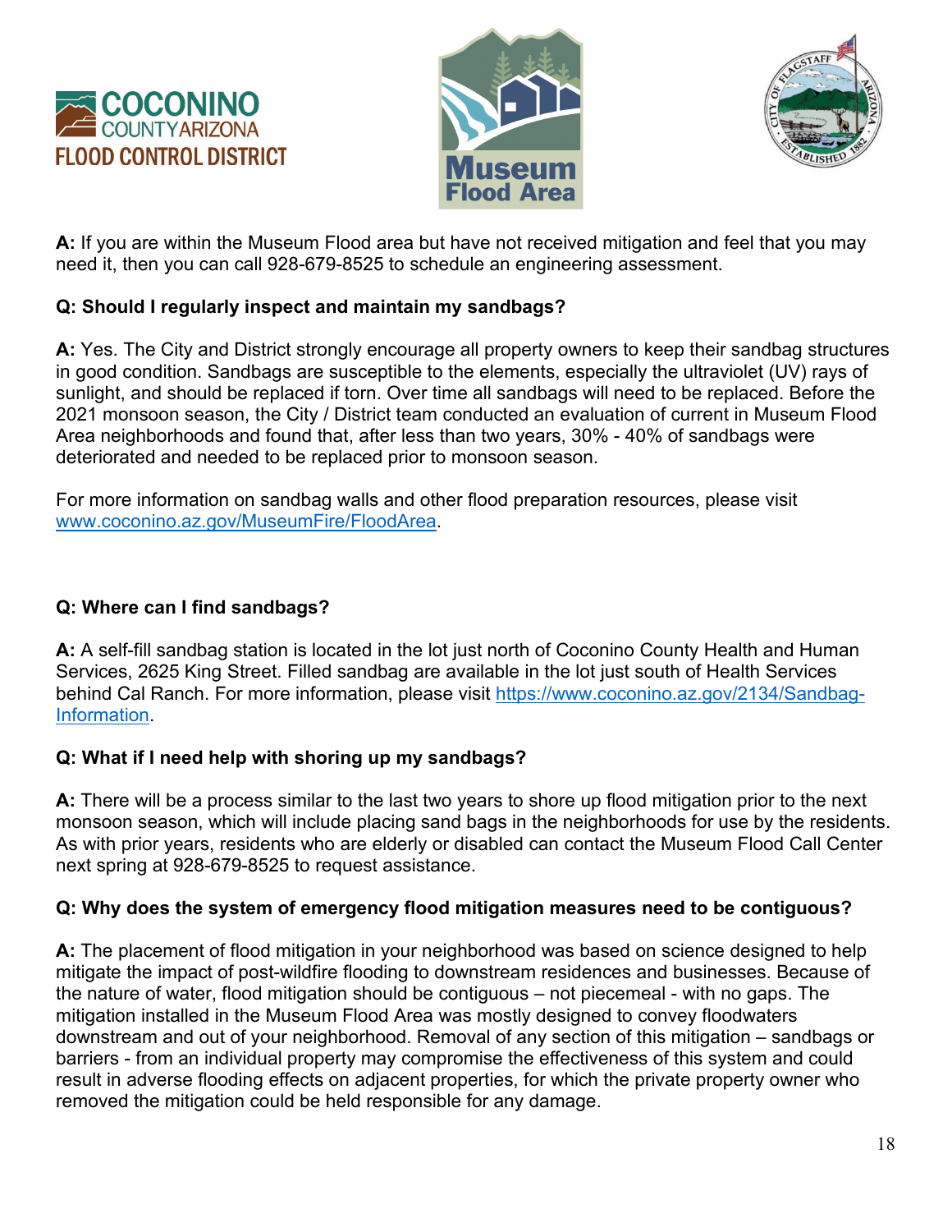**A:** If you are within the Museum Flood area but have not received mitigation and feel that you may need it, then you can call 928-679-8525 to schedule an engineering assessment.

**Q: Should I regularly inspect and maintain my sandbags?**

**A:** Yes. The City and District strongly encourage all property owners to keep their sandbag structures in good condition. Sandbags are susceptible to the elements, especially the ultraviolet (UV) rays of sunlight, and should be replaced if torn. Over time all sandbags will need to be replaced. Before the 2021 monsoon season, the City / District team conducted an evaluation of current in Museum Flood Area neighborhoods and found that, after less than two years, 30% - 40% of sandbags were deteriorated and needed to be replaced prior to monsoon season.

For more information on sandbag walls and other flood preparation resources, please visit [www.coconino.az.gov/MuseumFire/FloodArea](www.coconino.az.gov/MuseumFire/FloodArea).

**Q: Where can I find sandbags?**

**A:** A self-fill sandbag station is located in the lot just north of Coconino County Health and Human Services, 2625 King Street. Filled sandbag are available in the lot just south of Health Services behind Cal Ranch. For more information, please visit [https://www.coconino.az.gov/2134/Sandbag-Information](https://www.coconino.az.gov/2134/Sandbag-Information).

**Q: What if I need help with shoring up my sandbags?**

**A:** There will be a process similar to the last two years to shore up flood mitigation prior to the next monsoon season, which will include placing sand bags in the neighborhoods for use by the residents. As with prior years, residents who are elderly or disabled can contact the Museum Flood Call Center next spring at 928-679-8525 to request assistance.

**Q: Why does the system of emergency flood mitigation measures need to be contiguous?**

**A:** The placement of flood mitigation in your neighborhood was based on science designed to help mitigate the impact of post-wildfire flooding to downstream residences and businesses. Because of the nature of water, flood mitigation should be contiguous – not piecemeal - with no gaps. The mitigation installed in the Museum Flood Area was mostly designed to convey floodwaters downstream and out of your neighborhood. Removal of any section of this mitigation – sandbags or barriers - from an individual property may compromise the effectiveness of this system and could result in adverse flooding effects on adjacent properties, for which the private property owner who removed the mitigation could be held responsible for any damage.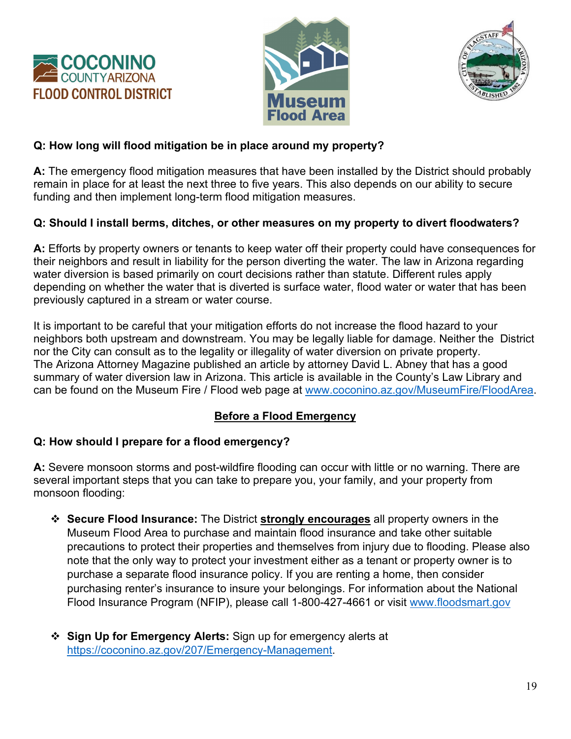**Q: How long will flood mitigation be in place around my property?**

**A:** The emergency flood mitigation measures that have been installed by the District should probably remain in place for at least the next three to five years. This also depends on our ability to secure funding and then implement long-term flood mitigation measures.

**Q: Should I install berms, ditches, or other measures on my property to divert floodwaters?**

**A:** Efforts by property owners or tenants to keep water off their property could have consequences for their neighbors and result in liability for the person diverting the water. The law in Arizona regarding water diversion is based primarily on court decisions rather than statute. Different rules apply depending on whether the water that is diverted is surface water, flood water or water that has been previously captured in a stream or water course.

It is important to be careful that your mitigation efforts do not increase the flood hazard to your neighbors both upstream and downstream. You may be legally liable for damage. Neither the District nor the City can consult as to the legality or illegality of water diversion on private property. The Arizona Attorney Magazine published an article by attorney David L. Abney that has a good summary of water diversion law in Arizona. This article is available in the County's Law Library and can be found on the Museum Fire / Flood web page at www.coconino.az.gov/MuseumFire/FloodArea.

## Before a Flood Emergency

**Q: How should I prepare for a flood emergency?**

**A:** Severe monsoon storms and post-wildfire flooding can occur with little or no warning. There are several important steps that you can take to prepare you, your family, and your property from monsoon flooding:

- **Secure Flood Insurance:** The District **strongly encourages** all property owners in the Museum Flood Area to purchase and maintain flood insurance and take other suitable precautions to protect their properties and themselves from injury due to flooding. Please also note that the only way to protect your investment either as a tenant or property owner is to purchase a separate flood insurance policy. If you are renting a home, then consider purchasing renter's insurance to insure your belongings. For information about the National Flood Insurance Program (NFIP), please call 1-800-427-4661 or visit www.floodsmart.gov

- **Sign Up for Emergency Alerts:** Sign up for emergency alerts at https://coconino.az.gov/207/Emergency-Management.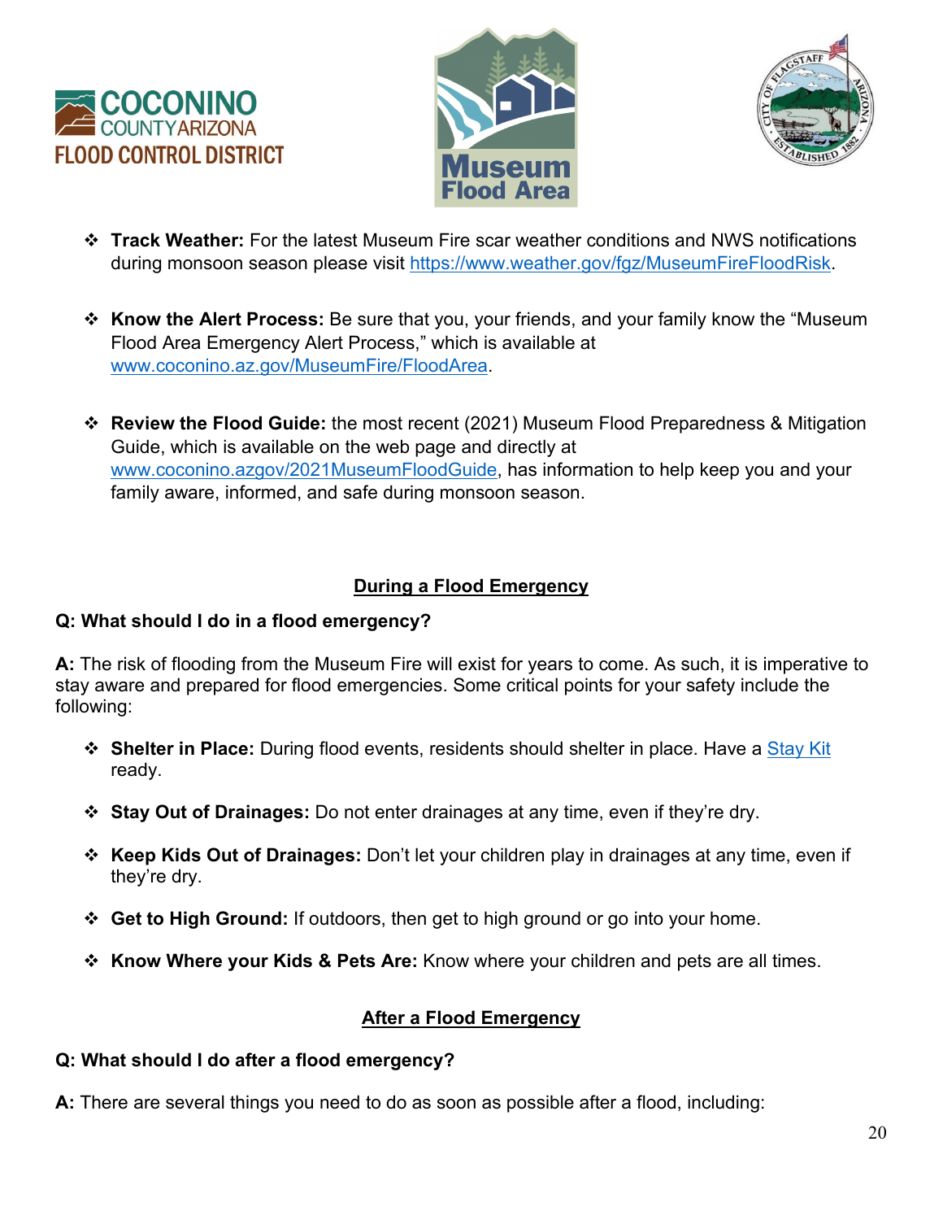- **Track Weather:** For the latest Museum Fire scar weather conditions and NWS notifications during monsoon season please visit [https://www.weather.gov/fgz/MuseumFireFloodRisk](https://www.weather.gov/fgz/MuseumFireFloodRisk).

- **Know the Alert Process:** Be sure that you, your friends, and your family know the "Museum Flood Area Emergency Alert Process," which is available at [www.coconino.az.gov/MuseumFire/FloodArea](www.coconino.az.gov/MuseumFire/FloodArea).

- **Review the Flood Guide:** the most recent (2021) Museum Flood Preparedness & Mitigation Guide, which is available on the web page and directly at [www.coconino.azgov/2021MuseumFloodGuide](www.coconino.azgov/2021MuseumFloodGuide), has information to help keep you and your family aware, informed, and safe during monsoon season.

## During a Flood Emergency

**Q: What should I do in a flood emergency?**

**A:** The risk of flooding from the Museum Fire will exist for years to come. As such, it is imperative to stay aware and prepared for flood emergencies. Some critical points for your safety include the following:

- **Shelter in Place:** During flood events, residents should shelter in place. Have a Stay Kit ready.

- **Stay Out of Drainages:** Do not enter drainages at any time, even if they're dry.

- **Keep Kids Out of Drainages:** Don't let your children play in drainages at any time, even if they're dry.

- **Get to High Ground:** If outdoors, then get to high ground or go into your home.

- **Know Where your Kids & Pets Are:** Know where your children and pets are all times.

## After a Flood Emergency

**Q: What should I do after a flood emergency?**

**A:** There are several things you need to do as soon as possible after a flood, including: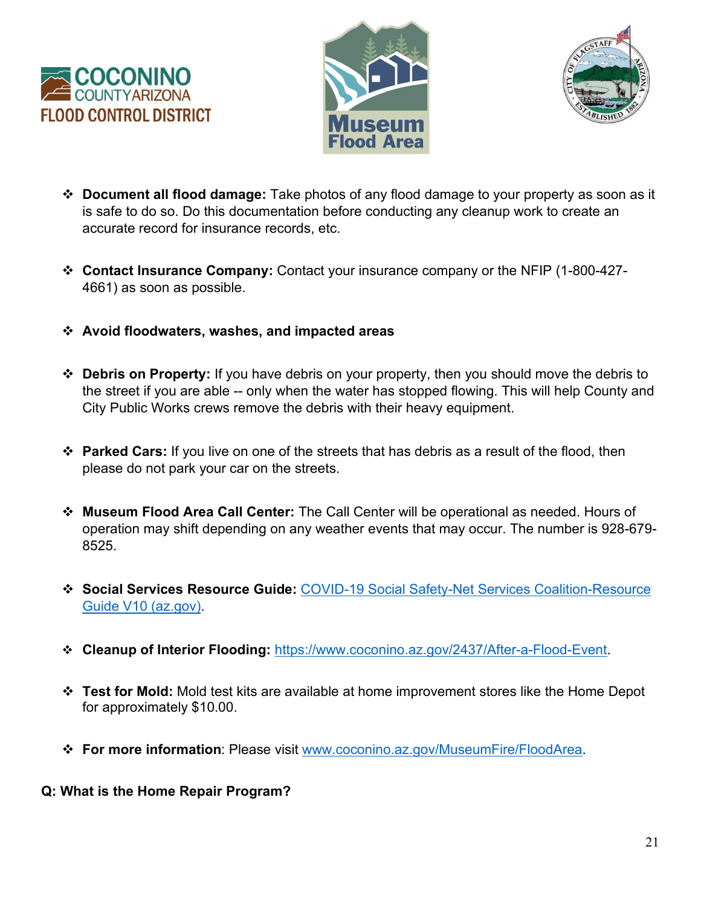- **Document all flood damage:** Take photos of any flood damage to your property as soon as it is safe to do so. Do this documentation before conducting any cleanup work to create an accurate record for insurance records, etc.

- **Contact Insurance Company:** Contact your insurance company or the NFIP (1-800-427-4661) as soon as possible.

- **Avoid floodwaters, washes, and impacted areas**

- **Debris on Property:** If you have debris on your property, then you should move the debris to the street if you are able -- only when the water has stopped flowing. This will help County and City Public Works crews remove the debris with their heavy equipment.

- **Parked Cars:** If you live on one of the streets that has debris as a result of the flood, then please do not park your car on the streets.

- **Museum Flood Area Call Center:** The Call Center will be operational as needed. Hours of operation may shift depending on any weather events that may occur. The number is 928-679-8525.

- **Social Services Resource Guide:** [COVID-19 Social Safety-Net Services Coalition-Resource Guide V10 (az.gov)](COVID-19 Social Safety-Net Services Coalition-Resource Guide V10 (az.gov)).

- **Cleanup of Interior Flooding:** [https://www.coconino.az.gov/2437/After-a-Flood-Event](https://www.coconino.az.gov/2437/After-a-Flood-Event).

- **Test for Mold:** Mold test kits are available at home improvement stores like the Home Depot for approximately $10.00.

- **For more information**: Please visit [www.coconino.az.gov/MuseumFire/FloodArea](www.coconino.az.gov/MuseumFire/FloodArea).

**Q: What is the Home Repair Program?**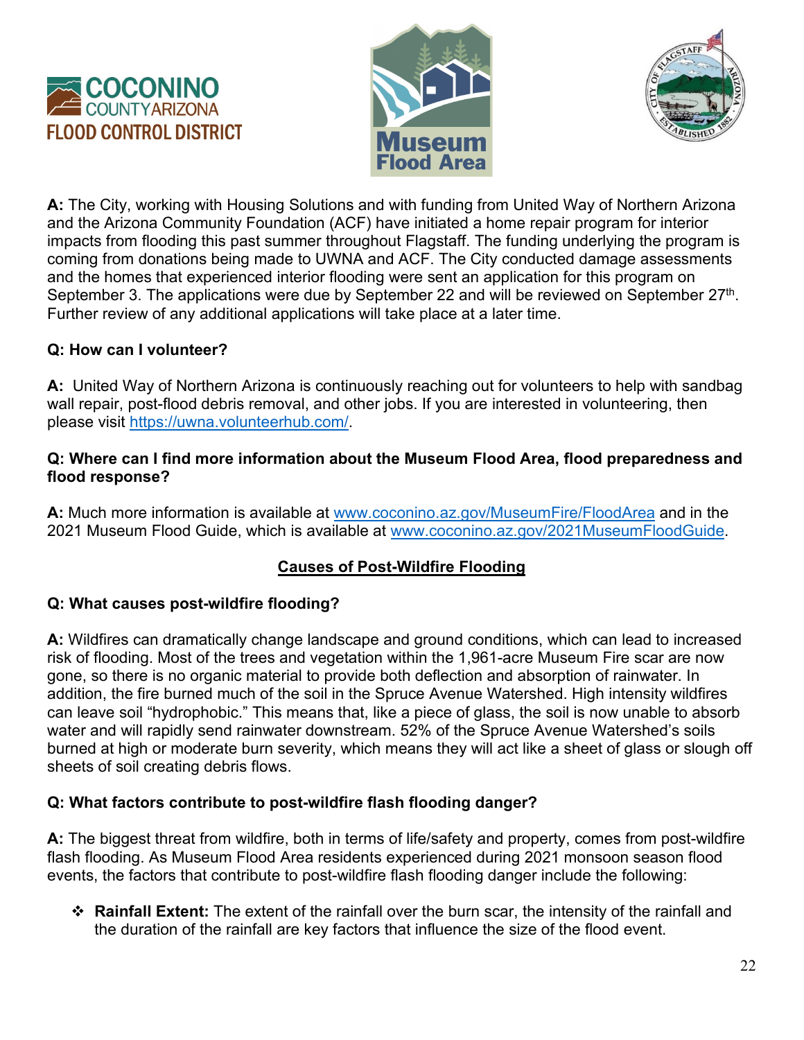**A:** The City, working with Housing Solutions and with funding from United Way of Northern Arizona and the Arizona Community Foundation (ACF) have initiated a home repair program for interior impacts from flooding this past summer throughout Flagstaff. The funding underlying the program is coming from donations being made to UWNA and ACF. The City conducted damage assessments and the homes that experienced interior flooding were sent an application for this program on September 3. The applications were due by September 22 and will be reviewed on September 27th. Further review of any additional applications will take place at a later time.

**Q: How can I volunteer?**

**A:** United Way of Northern Arizona is continuously reaching out for volunteers to help with sandbag wall repair, post-flood debris removal, and other jobs. If you are interested in volunteering, then please visit https://uwna.volunteerhub.com/.

**Q: Where can I find more information about the Museum Flood Area, flood preparedness and flood response?**

**A:** Much more information is available at www.coconino.az.gov/MuseumFire/FloodArea and in the 2021 Museum Flood Guide, which is available at www.coconino.az.gov/2021MuseumFloodGuide.

## Causes of Post-Wildfire Flooding

**Q: What causes post-wildfire flooding?**

**A:** Wildfires can dramatically change landscape and ground conditions, which can lead to increased risk of flooding. Most of the trees and vegetation within the 1,961-acre Museum Fire scar are now gone, so there is no organic material to provide both deflection and absorption of rainwater. In addition, the fire burned much of the soil in the Spruce Avenue Watershed. High intensity wildfires can leave soil "hydrophobic." This means that, like a piece of glass, the soil is now unable to absorb water and will rapidly send rainwater downstream. 52% of the Spruce Avenue Watershed's soils burned at high or moderate burn severity, which means they will act like a sheet of glass or slough off sheets of soil creating debris flows.

**Q: What factors contribute to post-wildfire flash flooding danger?**

**A:** The biggest threat from wildfire, both in terms of life/safety and property, comes from post-wildfire flash flooding. As Museum Flood Area residents experienced during 2021 monsoon season flood events, the factors that contribute to post-wildfire flash flooding danger include the following:

- **Rainfall Extent:** The extent of the rainfall over the burn scar, the intensity of the rainfall and the duration of the rainfall are key factors that influence the size of the flood event.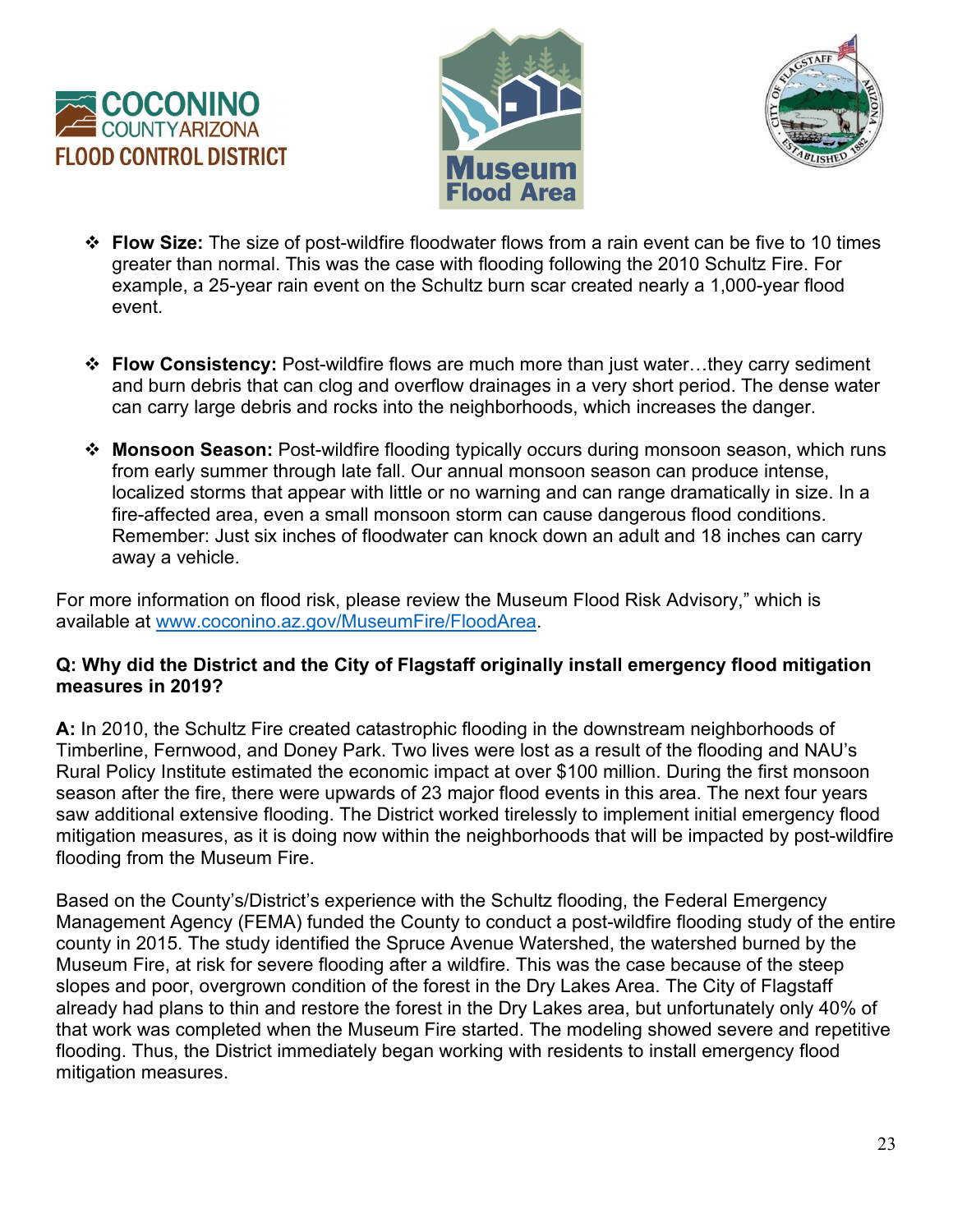- **Flow Size:** The size of post-wildfire floodwater flows from a rain event can be five to 10 times greater than normal. This was the case with flooding following the 2010 Schultz Fire. For example, a 25-year rain event on the Schultz burn scar created nearly a 1,000-year flood event.

- **Flow Consistency:** Post-wildfire flows are much more than just water…they carry sediment and burn debris that can clog and overflow drainages in a very short period. The dense water can carry large debris and rocks into the neighborhoods, which increases the danger.

- **Monsoon Season:** Post-wildfire flooding typically occurs during monsoon season, which runs from early summer through late fall. Our annual monsoon season can produce intense, localized storms that appear with little or no warning and can range dramatically in size. In a fire-affected area, even a small monsoon storm can cause dangerous flood conditions. Remember: Just six inches of floodwater can knock down an adult and 18 inches can carry away a vehicle.

For more information on flood risk, please review the Museum Flood Risk Advisory," which is available at [www.coconino.az.gov/MuseumFire/FloodArea](http://www.coconino.az.gov/MuseumFire/FloodArea).

**Q: Why did the District and the City of Flagstaff originally install emergency flood mitigation measures in 2019?**

**A:** In 2010, the Schultz Fire created catastrophic flooding in the downstream neighborhoods of Timberline, Fernwood, and Doney Park. Two lives were lost as a result of the flooding and NAU's Rural Policy Institute estimated the economic impact at over $100 million. During the first monsoon season after the fire, there were upwards of 23 major flood events in this area. The next four years saw additional extensive flooding. The District worked tirelessly to implement initial emergency flood mitigation measures, as it is doing now within the neighborhoods that will be impacted by post-wildfire flooding from the Museum Fire.

Based on the County's/District's experience with the Schultz flooding, the Federal Emergency Management Agency (FEMA) funded the County to conduct a post-wildfire flooding study of the entire county in 2015. The study identified the Spruce Avenue Watershed, the watershed burned by the Museum Fire, at risk for severe flooding after a wildfire. This was the case because of the steep slopes and poor, overgrown condition of the forest in the Dry Lakes Area. The City of Flagstaff already had plans to thin and restore the forest in the Dry Lakes area, but unfortunately only 40% of that work was completed when the Museum Fire started. The modeling showed severe and repetitive flooding. Thus, the District immediately began working with residents to install emergency flood mitigation measures.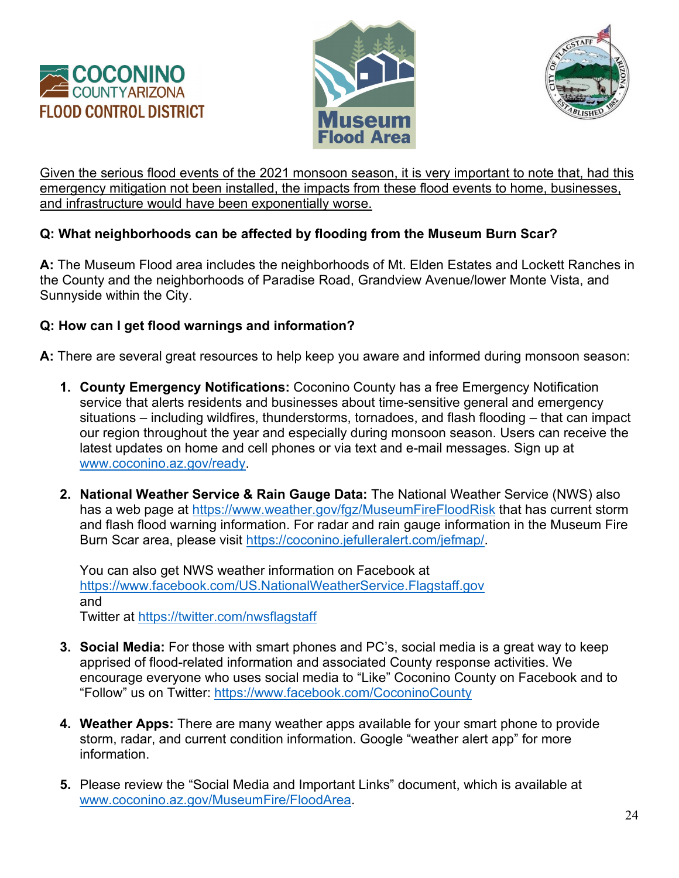Given the serious flood events of the 2021 monsoon season, it is very important to note that, had this emergency mitigation not been installed, the impacts from these flood events to home, businesses, and infrastructure would have been exponentially worse.

**Q: What neighborhoods can be affected by flooding from the Museum Burn Scar?**

**A:** The Museum Flood area includes the neighborhoods of Mt. Elden Estates and Lockett Ranches in the County and the neighborhoods of Paradise Road, Grandview Avenue/lower Monte Vista, and Sunnyside within the City.

**Q: How can I get flood warnings and information?**

**A:** There are several great resources to help keep you aware and informed during monsoon season:

1. **County Emergency Notifications:** Coconino County has a free Emergency Notification service that alerts residents and businesses about time-sensitive general and emergency situations – including wildfires, thunderstorms, tornadoes, and flash flooding – that can impact our region throughout the year and especially during monsoon season. Users can receive the latest updates on home and cell phones or via text and e-mail messages. Sign up at www.coconino.az.gov/ready.

2. **National Weather Service & Rain Gauge Data:** The National Weather Service (NWS) also has a web page at https://www.weather.gov/fgz/MuseumFireFloodRisk that has current storm and flash flood warning information. For radar and rain gauge information in the Museum Fire Burn Scar area, please visit https://coconino.jefulleralert.com/jefmap/.

   You can also get NWS weather information on Facebook at https://www.facebook.com/US.NationalWeatherService.Flagstaff.gov
   and
   Twitter at https://twitter.com/nwsflagstaff

3. **Social Media:** For those with smart phones and PC's, social media is a great way to keep apprised of flood-related information and associated County response activities. We encourage everyone who uses social media to "Like" Coconino County on Facebook and to "Follow" us on Twitter: https://www.facebook.com/CoconinoCounty

4. **Weather Apps:** There are many weather apps available for your smart phone to provide storm, radar, and current condition information. Google "weather alert app" for more information.

5. Please review the "Social Media and Important Links" document, which is available at www.coconino.az.gov/MuseumFire/FloodArea.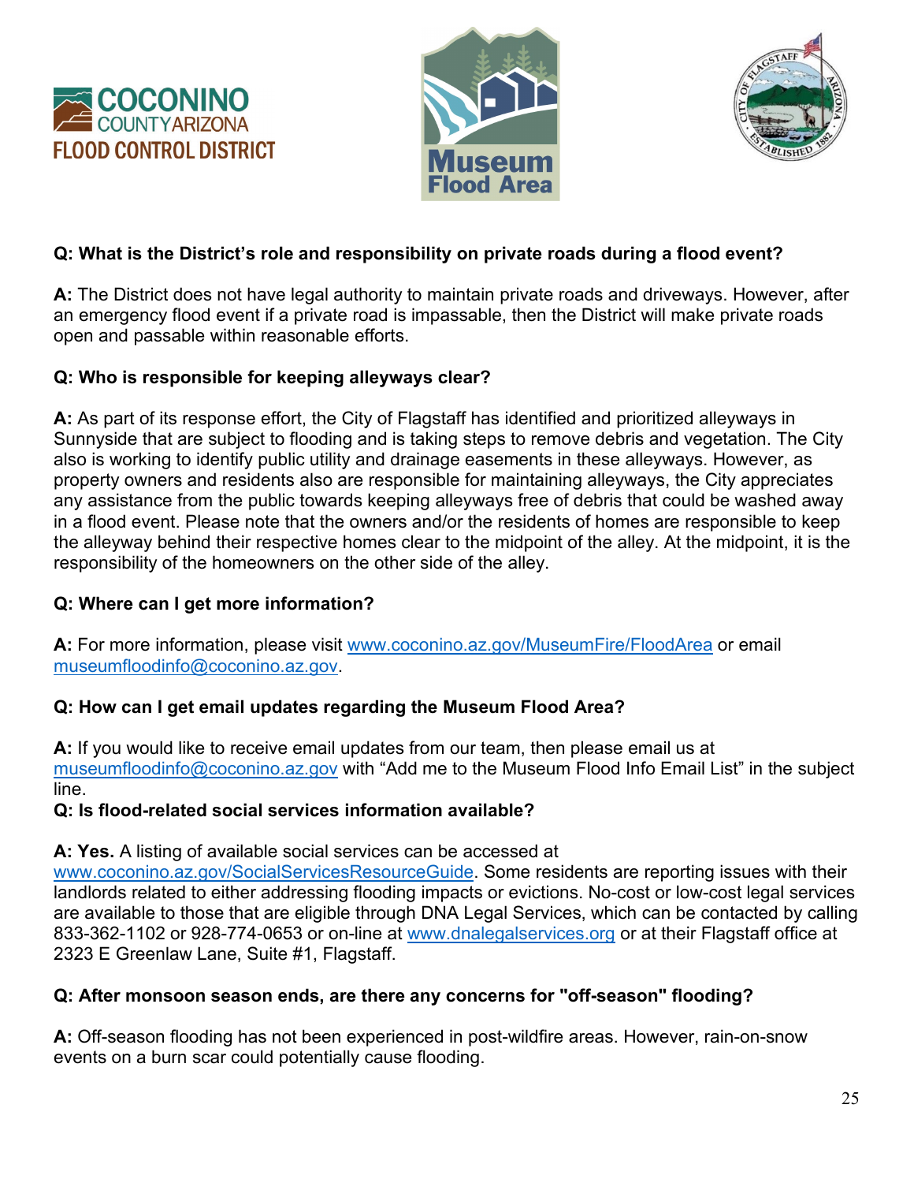**Q: What is the District's role and responsibility on private roads during a flood event?**

**A:** The District does not have legal authority to maintain private roads and driveways. However, after an emergency flood event if a private road is impassable, then the District will make private roads open and passable within reasonable efforts.

**Q: Who is responsible for keeping alleyways clear?**

**A:** As part of its response effort, the City of Flagstaff has identified and prioritized alleyways in Sunnyside that are subject to flooding and is taking steps to remove debris and vegetation. The City also is working to identify public utility and drainage easements in these alleyways. However, as property owners and residents also are responsible for maintaining alleyways, the City appreciates any assistance from the public towards keeping alleyways free of debris that could be washed away in a flood event. Please note that the owners and/or the residents of homes are responsible to keep the alleyway behind their respective homes clear to the midpoint of the alley. At the midpoint, it is the responsibility of the homeowners on the other side of the alley.

**Q: Where can I get more information?**

**A:** For more information, please visit www.coconino.az.gov/MuseumFire/FloodArea or email museumfloodinfo@coconino.az.gov.

**Q: How can I get email updates regarding the Museum Flood Area?**

**A:** If you would like to receive email updates from our team, then please email us at museumfloodinfo@coconino.az.gov with "Add me to the Museum Flood Info Email List" in the subject line.

**Q: Is flood-related social services information available?**

**A: Yes.** A listing of available social services can be accessed at www.coconino.az.gov/SocialServicesResourceGuide. Some residents are reporting issues with their landlords related to either addressing flooding impacts or evictions. No-cost or low-cost legal services are available to those that are eligible through DNA Legal Services, which can be contacted by calling 833-362-1102 or 928-774-0653 or on-line at www.dnalegalservices.org or at their Flagstaff office at 2323 E Greenlaw Lane, Suite #1, Flagstaff.

**Q: After monsoon season ends, are there any concerns for "off-season" flooding?**

**A:** Off-season flooding has not been experienced in post-wildfire areas. However, rain-on-snow events on a burn scar could potentially cause flooding.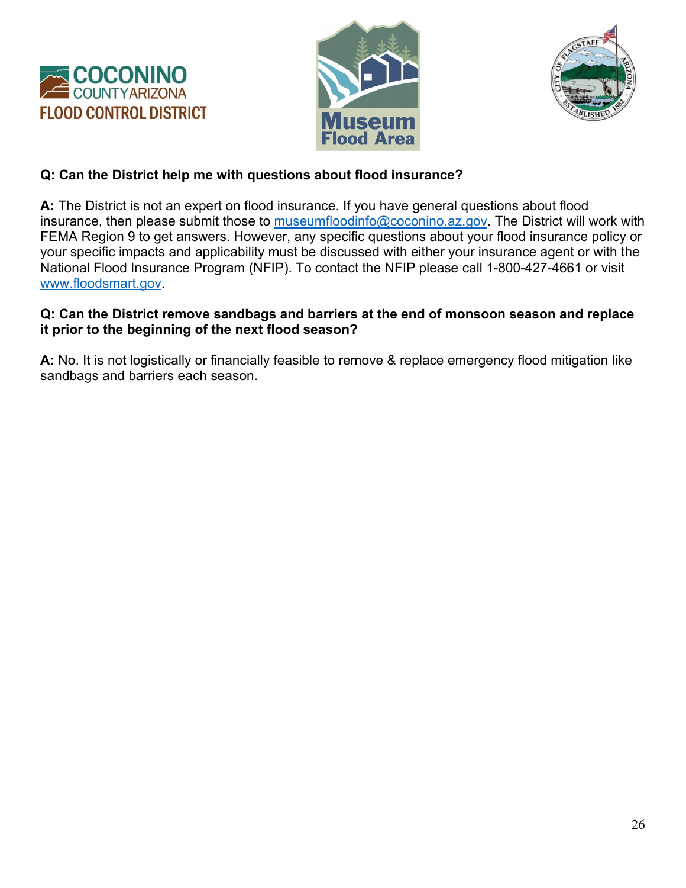**Q: Can the District help me with questions about flood insurance?**

**A:** The District is not an expert on flood insurance. If you have general questions about flood insurance, then please submit those to museumfloodinfo@coconino.az.gov. The District will work with FEMA Region 9 to get answers. However, any specific questions about your flood insurance policy or your specific impacts and applicability must be discussed with either your insurance agent or with the National Flood Insurance Program (NFIP). To contact the NFIP please call 1-800-427-4661 or visit www.floodsmart.gov.

**Q: Can the District remove sandbags and barriers at the end of monsoon season and replace it prior to the beginning of the next flood season?**

**A:** No. It is not logistically or financially feasible to remove & replace emergency flood mitigation like sandbags and barriers each season.